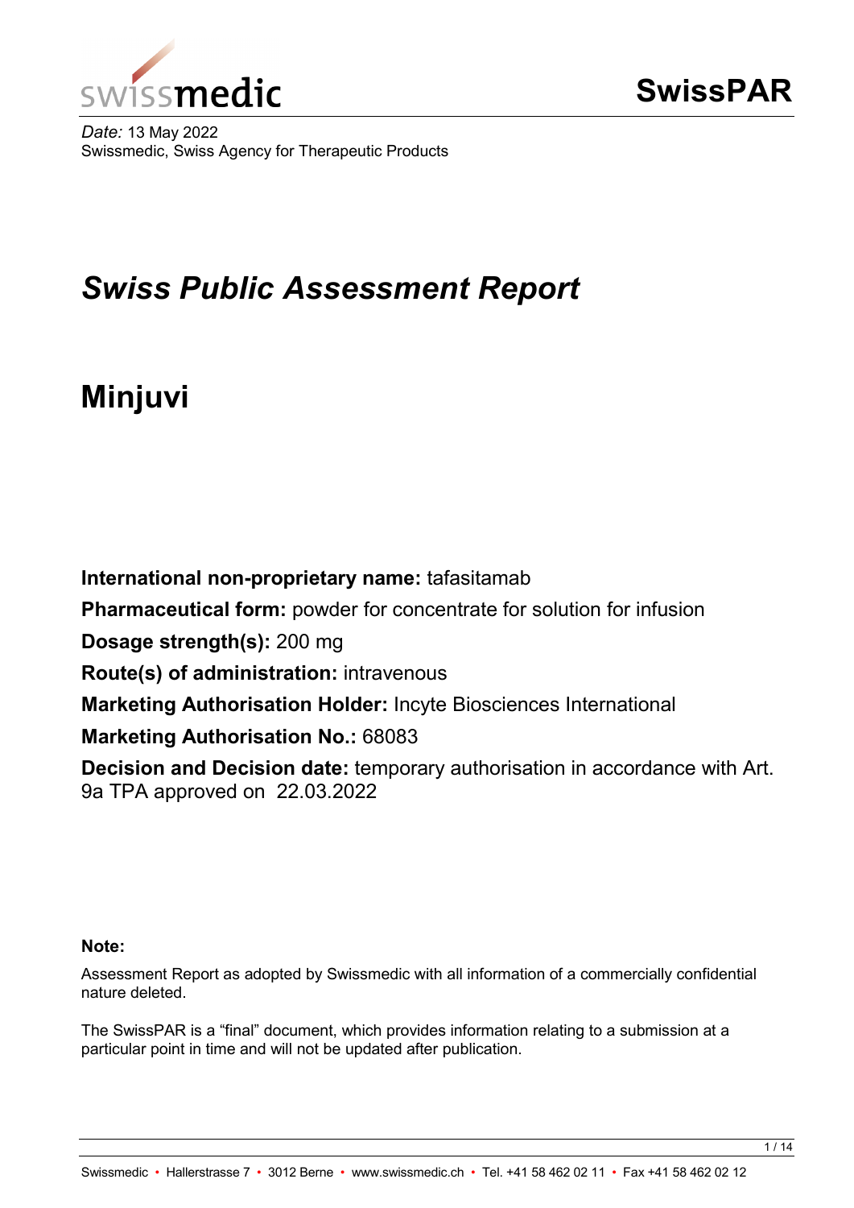SwissPAR

*Date:* 13 May 2022
Swissmedic, Swiss Agency for Therapeutic Products

# *Swiss Public Assessment Report*

# Minjuvi

**International non-proprietary name:** tafasitamab

**Pharmaceutical form:** powder for concentrate for solution for infusion

**Dosage strength(s):** 200 mg

**Route(s) of administration:** intravenous

**Marketing Authorisation Holder:** Incyte Biosciences International

**Marketing Authorisation No.:** 68083

**Decision and Decision date:** temporary authorisation in accordance with Art. 9a TPA approved on 22.03.2022

**Note:**

Assessment Report as adopted by Swissmedic with all information of a commercially confidential nature deleted.

The SwissPAR is a "final" document, which provides information relating to a submission at a particular point in time and will not be updated after publication.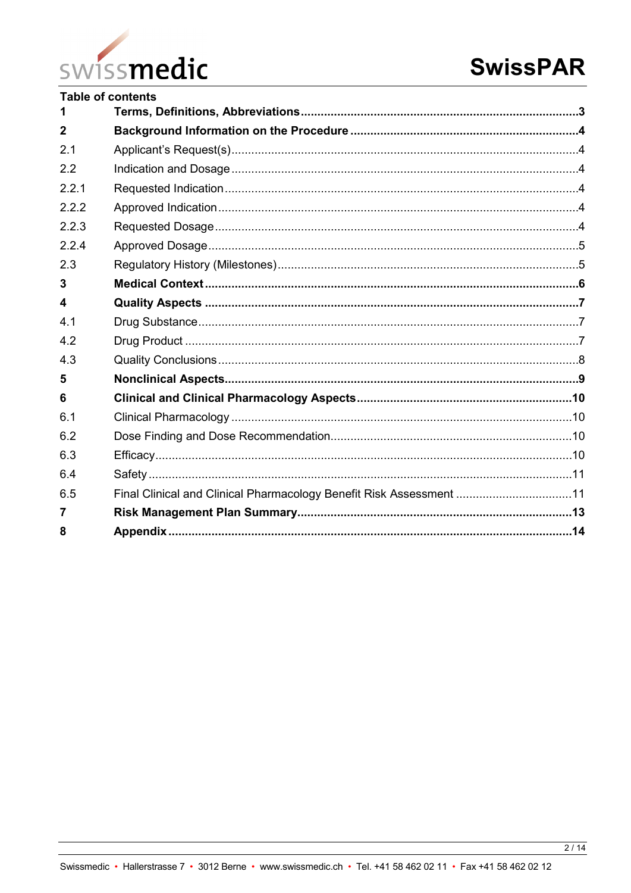**Table of contents**

| | | |
|---|---|---|
| **1** | **Terms, Definitions, Abbreviations** | **3** |
| **2** | **Background Information on the Procedure** | **4** |
| 2.1 | Applicant's Request(s) | 4 |
| 2.2 | Indication and Dosage | 4 |
| 2.2.1 | Requested Indication | 4 |
| 2.2.2 | Approved Indication | 4 |
| 2.2.3 | Requested Dosage | 4 |
| 2.2.4 | Approved Dosage | 5 |
| 2.3 | Regulatory History (Milestones) | 5 |
| **3** | **Medical Context** | **6** |
| **4** | **Quality Aspects** | **7** |
| 4.1 | Drug Substance | 7 |
| 4.2 | Drug Product | 7 |
| 4.3 | Quality Conclusions | 8 |
| **5** | **Nonclinical Aspects** | **9** |
| **6** | **Clinical and Clinical Pharmacology Aspects** | **10** |
| 6.1 | Clinical Pharmacology | 10 |
| 6.2 | Dose Finding and Dose Recommendation | 10 |
| 6.3 | Efficacy | 10 |
| 6.4 | Safety | 11 |
| 6.5 | Final Clinical and Clinical Pharmacology Benefit Risk Assessment | 11 |
| **7** | **Risk Management Plan Summary** | **13** |
| **8** | **Appendix** | **14** |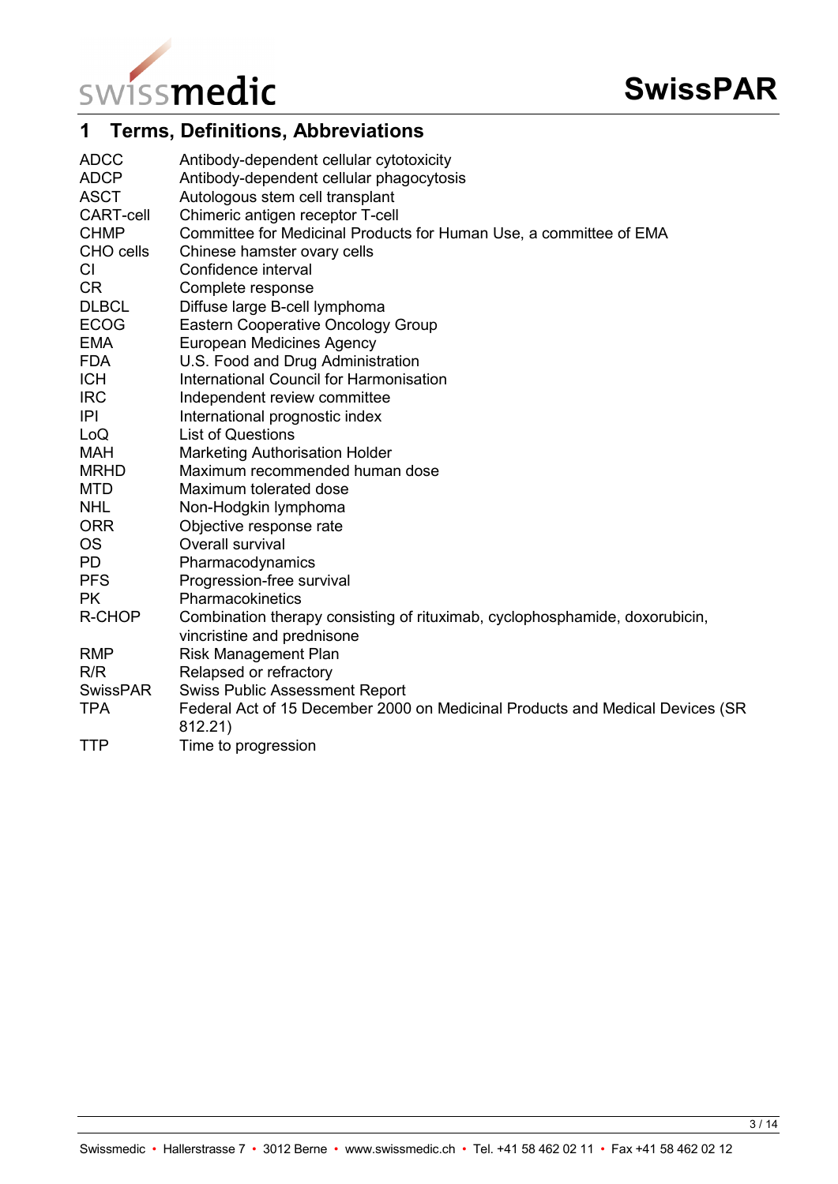# 1 Terms, Definitions, Abbreviations

| | |
|---|---|
| ADCC | Antibody-dependent cellular cytotoxicity |
| ADCP | Antibody-dependent cellular phagocytosis |
| ASCT | Autologous stem cell transplant |
| CART-cell | Chimeric antigen receptor T-cell |
| CHMP | Committee for Medicinal Products for Human Use, a committee of EMA |
| CHO cells | Chinese hamster ovary cells |
| CI | Confidence interval |
| CR | Complete response |
| DLBCL | Diffuse large B-cell lymphoma |
| ECOG | Eastern Cooperative Oncology Group |
| EMA | European Medicines Agency |
| FDA | U.S. Food and Drug Administration |
| ICH | International Council for Harmonisation |
| IRC | Independent review committee |
| IPI | International prognostic index |
| LoQ | List of Questions |
| MAH | Marketing Authorisation Holder |
| MRHD | Maximum recommended human dose |
| MTD | Maximum tolerated dose |
| NHL | Non-Hodgkin lymphoma |
| ORR | Objective response rate |
| OS | Overall survival |
| PD | Pharmacodynamics |
| PFS | Progression-free survival |
| PK | Pharmacokinetics |
| R-CHOP | Combination therapy consisting of rituximab, cyclophosphamide, doxorubicin, vincristine and prednisone |
| RMP | Risk Management Plan |
| R/R | Relapsed or refractory |
| SwissPAR | Swiss Public Assessment Report |
| TPA | Federal Act of 15 December 2000 on Medicinal Products and Medical Devices (SR 812.21) |
| TTP | Time to progression |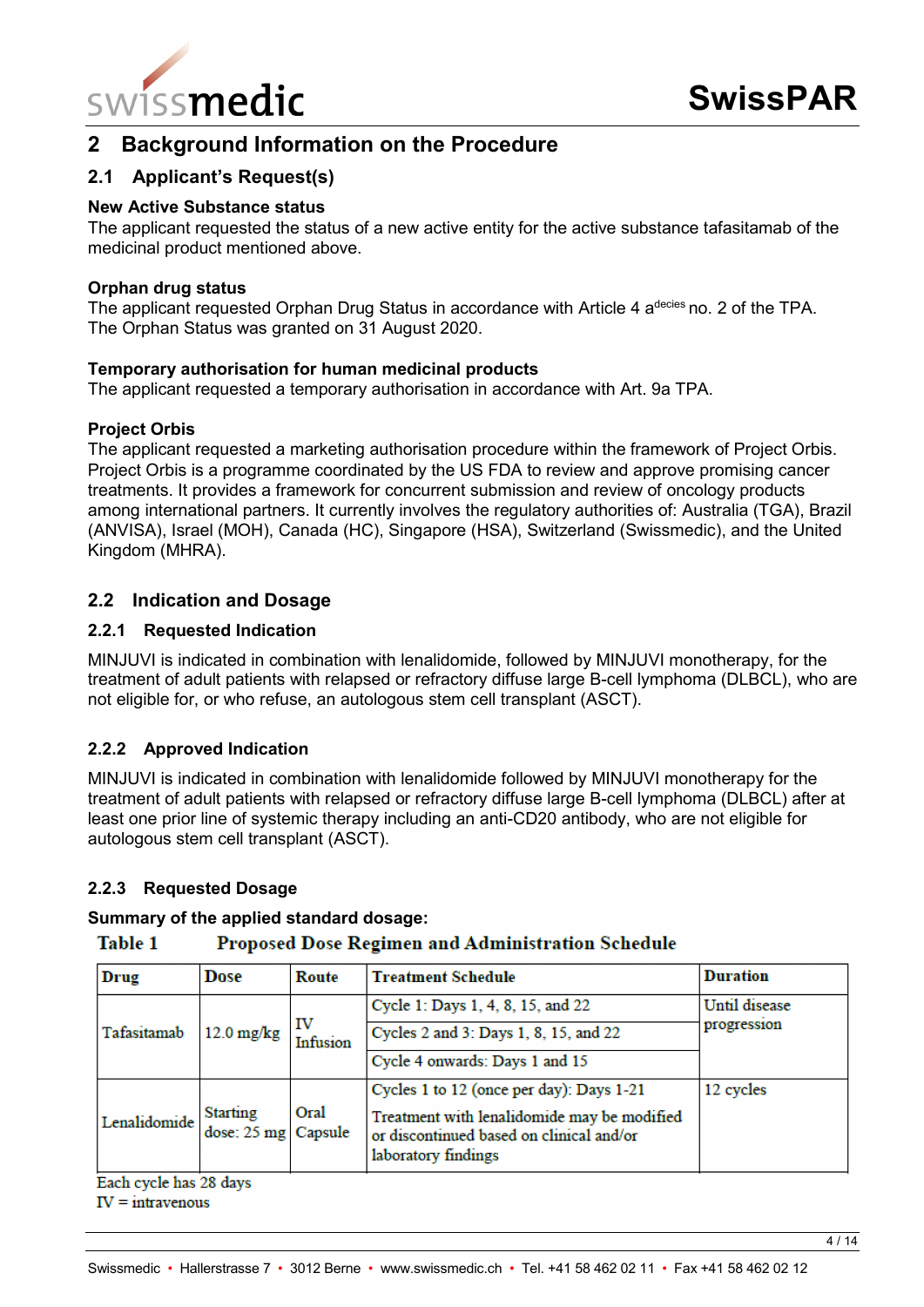# 2 Background Information on the Procedure

## 2.1 Applicant's Request(s)

**New Active Substance status**

The applicant requested the status of a new active entity for the active substance tafasitamab of the medicinal product mentioned above.

**Orphan drug status**

The applicant requested Orphan Drug Status in accordance with Article 4 a$^{decies}$ no. 2 of the TPA. The Orphan Status was granted on 31 August 2020.

**Temporary authorisation for human medicinal products**

The applicant requested a temporary authorisation in accordance with Art. 9a TPA.

**Project Orbis**

The applicant requested a marketing authorisation procedure within the framework of Project Orbis. Project Orbis is a programme coordinated by the US FDA to review and approve promising cancer treatments. It provides a framework for concurrent submission and review of oncology products among international partners. It currently involves the regulatory authorities of: Australia (TGA), Brazil (ANVISA), Israel (MOH), Canada (HC), Singapore (HSA), Switzerland (Swissmedic), and the United Kingdom (MHRA).

## 2.2 Indication and Dosage

### 2.2.1 Requested Indication

MINJUVI is indicated in combination with lenalidomide, followed by MINJUVI monotherapy, for the treatment of adult patients with relapsed or refractory diffuse large B-cell lymphoma (DLBCL), who are not eligible for, or who refuse, an autologous stem cell transplant (ASCT).

### 2.2.2 Approved Indication

MINJUVI is indicated in combination with lenalidomide followed by MINJUVI monotherapy for the treatment of adult patients with relapsed or refractory diffuse large B-cell lymphoma (DLBCL) after at least one prior line of systemic therapy including an anti-CD20 antibody, who are not eligible for autologous stem cell transplant (ASCT).

### 2.2.3 Requested Dosage

**Summary of the applied standard dosage:**

**Table 1 Proposed Dose Regimen and Administration Schedule**

| Drug | Dose | Route | Treatment Schedule | Duration |
|---|---|---|---|---|
| Tafasitamab | 12.0 mg/kg | IV Infusion | Cycle 1: Days 1, 4, 8, 15, and 22 | Until disease progression |
| | | | Cycles 2 and 3: Days 1, 8, 15, and 22 | |
| | | | Cycle 4 onwards: Days 1 and 15 | |
| Lenalidomide | Starting dose: 25 mg | Oral Capsule | Cycles 1 to 12 (once per day): Days 1-21<br>Treatment with lenalidomide may be modified or discontinued based on clinical and/or laboratory findings | 12 cycles |

Each cycle has 28 days
IV = intravenous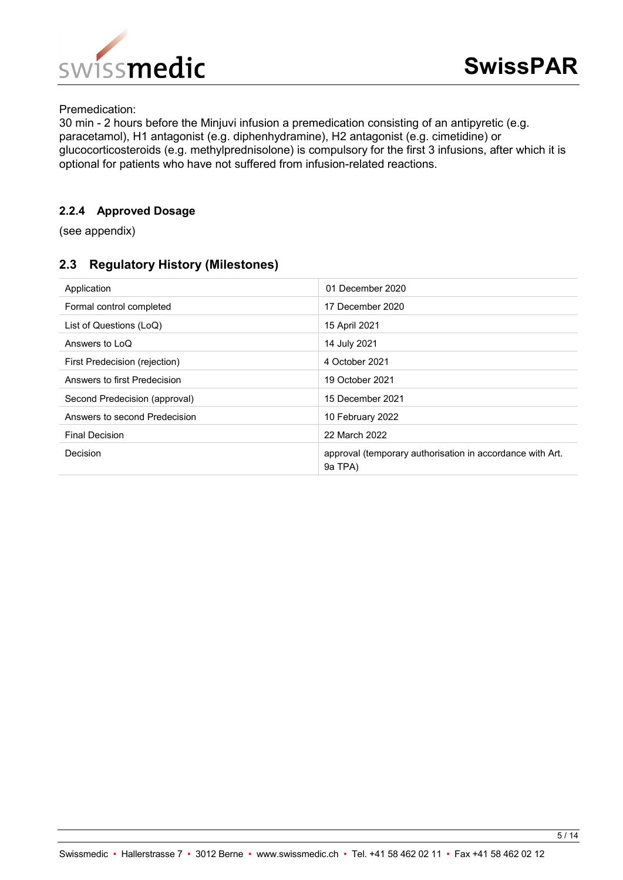Premedication:
30 min - 2 hours before the Minjuvi infusion a premedication consisting of an antipyretic (e.g. paracetamol), H1 antagonist (e.g. diphenhydramine), H2 antagonist (e.g. cimetidine) or glucocorticosteroids (e.g. methylprednisolone) is compulsory for the first 3 infusions, after which it is optional for patients who have not suffered from infusion-related reactions.

### 2.2.4 Approved Dosage

(see appendix)

## 2.3 Regulatory History (Milestones)

| | |
|---|---|
| Application | 01 December 2020 |
| Formal control completed | 17 December 2020 |
| List of Questions (LoQ) | 15 April 2021 |
| Answers to LoQ | 14 July 2021 |
| First Predecision (rejection) | 4 October 2021 |
| Answers to first Predecision | 19 October 2021 |
| Second Predecision (approval) | 15 December 2021 |
| Answers to second Predecision | 10 February 2022 |
| Final Decision | 22 March 2022 |
| Decision | approval (temporary authorisation in accordance with Art. 9a TPA) |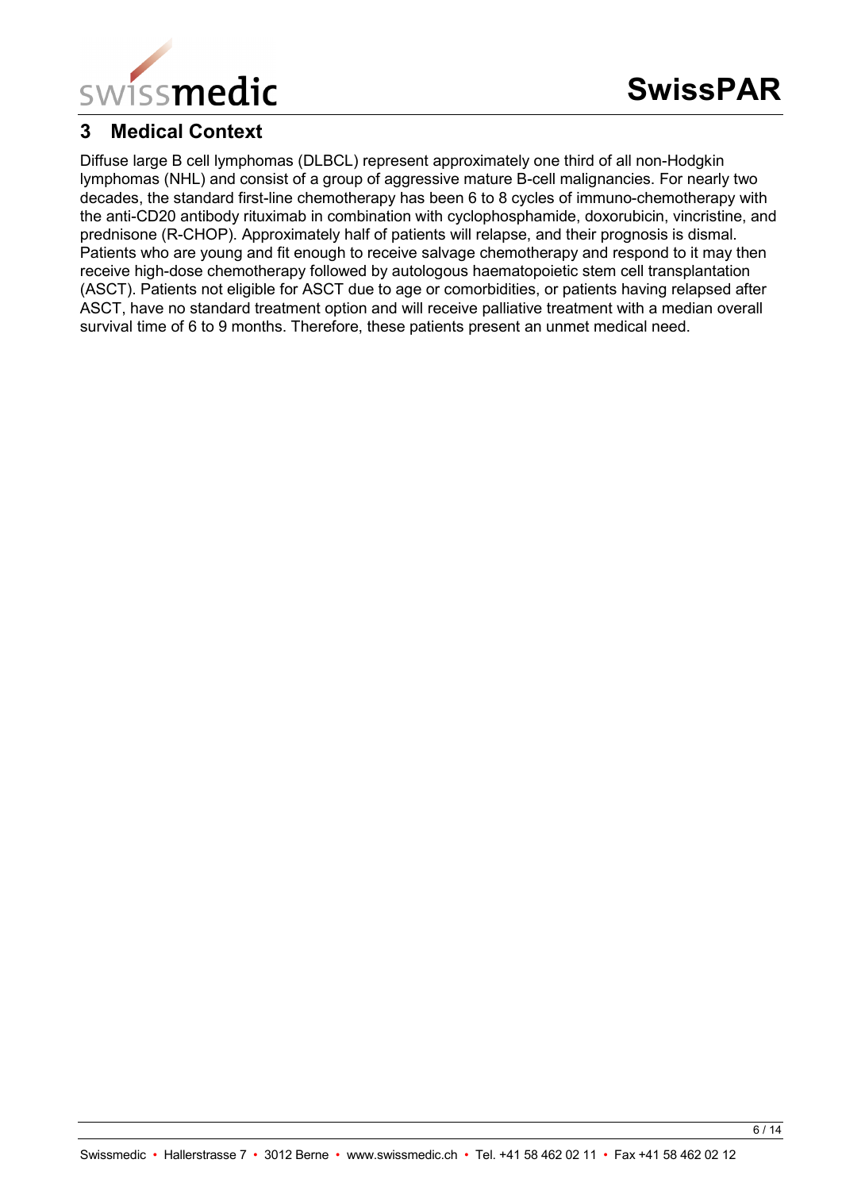## 3 Medical Context

Diffuse large B cell lymphomas (DLBCL) represent approximately one third of all non-Hodgkin lymphomas (NHL) and consist of a group of aggressive mature B-cell malignancies. For nearly two decades, the standard first-line chemotherapy has been 6 to 8 cycles of immuno-chemotherapy with the anti-CD20 antibody rituximab in combination with cyclophosphamide, doxorubicin, vincristine, and prednisone (R-CHOP). Approximately half of patients will relapse, and their prognosis is dismal. Patients who are young and fit enough to receive salvage chemotherapy and respond to it may then receive high-dose chemotherapy followed by autologous haematopoietic stem cell transplantation (ASCT). Patients not eligible for ASCT due to age or comorbidities, or patients having relapsed after ASCT, have no standard treatment option and will receive palliative treatment with a median overall survival time of 6 to 9 months. Therefore, these patients present an unmet medical need.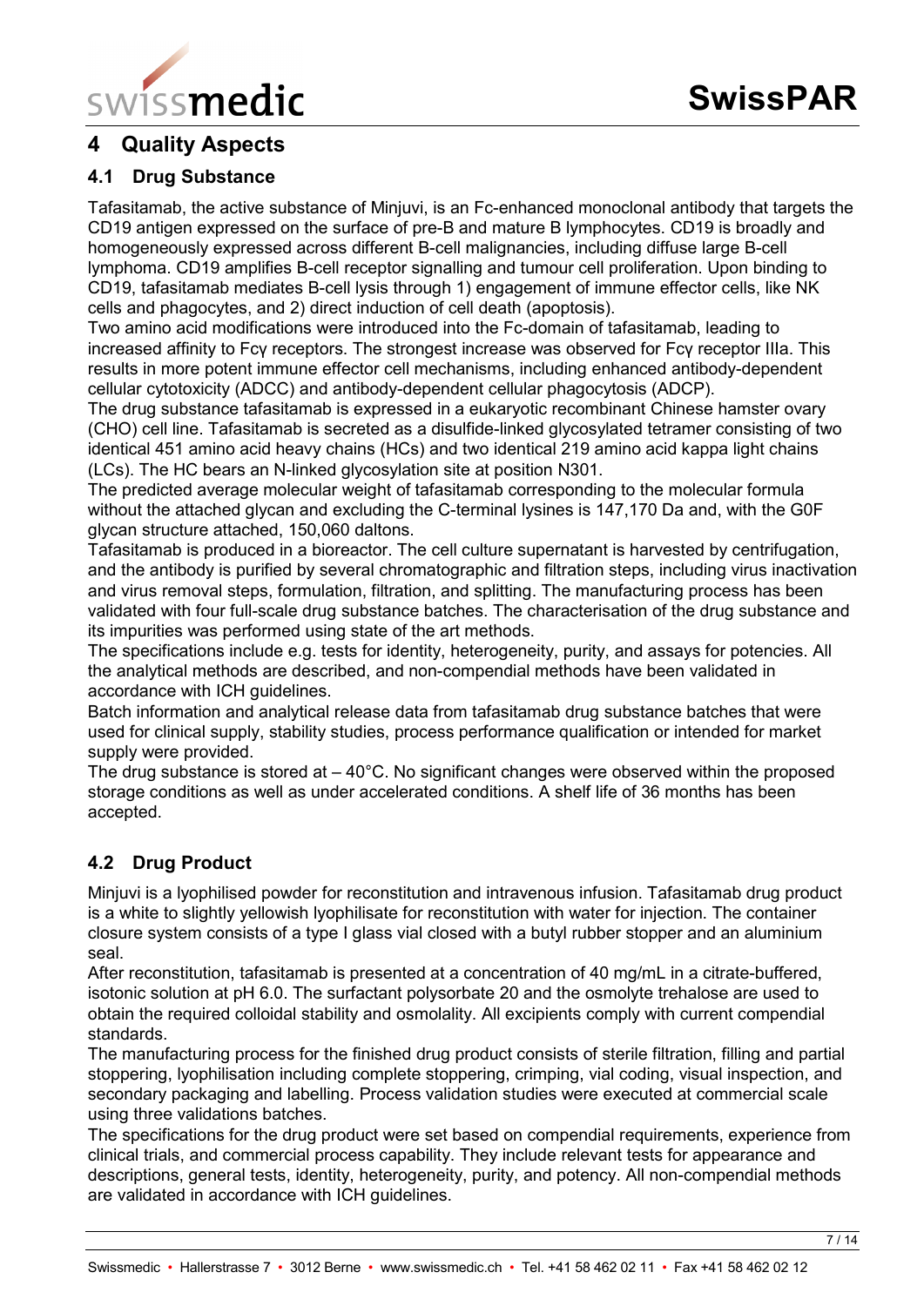## 4 Quality Aspects

### 4.1 Drug Substance

Tafasitamab, the active substance of Minjuvi, is an Fc-enhanced monoclonal antibody that targets the CD19 antigen expressed on the surface of pre-B and mature B lymphocytes. CD19 is broadly and homogeneously expressed across different B-cell malignancies, including diffuse large B-cell lymphoma. CD19 amplifies B-cell receptor signalling and tumour cell proliferation. Upon binding to CD19, tafasitamab mediates B-cell lysis through 1) engagement of immune effector cells, like NK cells and phagocytes, and 2) direct induction of cell death (apoptosis).
Two amino acid modifications were introduced into the Fc-domain of tafasitamab, leading to increased affinity to Fcγ receptors. The strongest increase was observed for Fcγ receptor IIIa. This results in more potent immune effector cell mechanisms, including enhanced antibody-dependent cellular cytotoxicity (ADCC) and antibody-dependent cellular phagocytosis (ADCP).
The drug substance tafasitamab is expressed in a eukaryotic recombinant Chinese hamster ovary (CHO) cell line. Tafasitamab is secreted as a disulfide-linked glycosylated tetramer consisting of two identical 451 amino acid heavy chains (HCs) and two identical 219 amino acid kappa light chains (LCs). The HC bears an N-linked glycosylation site at position N301.
The predicted average molecular weight of tafasitamab corresponding to the molecular formula without the attached glycan and excluding the C-terminal lysines is 147,170 Da and, with the G0F glycan structure attached, 150,060 daltons.
Tafasitamab is produced in a bioreactor. The cell culture supernatant is harvested by centrifugation, and the antibody is purified by several chromatographic and filtration steps, including virus inactivation and virus removal steps, formulation, filtration, and splitting. The manufacturing process has been validated with four full-scale drug substance batches. The characterisation of the drug substance and its impurities was performed using state of the art methods.
The specifications include e.g. tests for identity, heterogeneity, purity, and assays for potencies. All the analytical methods are described, and non-compendial methods have been validated in accordance with ICH guidelines.
Batch information and analytical release data from tafasitamab drug substance batches that were used for clinical supply, stability studies, process performance qualification or intended for market supply were provided.
The drug substance is stored at – 40°C. No significant changes were observed within the proposed storage conditions as well as under accelerated conditions. A shelf life of 36 months has been accepted.

### 4.2 Drug Product

Minjuvi is a lyophilised powder for reconstitution and intravenous infusion. Tafasitamab drug product is a white to slightly yellowish lyophilisate for reconstitution with water for injection. The container closure system consists of a type I glass vial closed with a butyl rubber stopper and an aluminium seal.
After reconstitution, tafasitamab is presented at a concentration of 40 mg/mL in a citrate-buffered, isotonic solution at pH 6.0. The surfactant polysorbate 20 and the osmolyte trehalose are used to obtain the required colloidal stability and osmolality. All excipients comply with current compendial standards.
The manufacturing process for the finished drug product consists of sterile filtration, filling and partial stoppering, lyophilisation including complete stoppering, crimping, vial coding, visual inspection, and secondary packaging and labelling. Process validation studies were executed at commercial scale using three validations batches.
The specifications for the drug product were set based on compendial requirements, experience from clinical trials, and commercial process capability. They include relevant tests for appearance and descriptions, general tests, identity, heterogeneity, purity, and potency. All non-compendial methods are validated in accordance with ICH guidelines.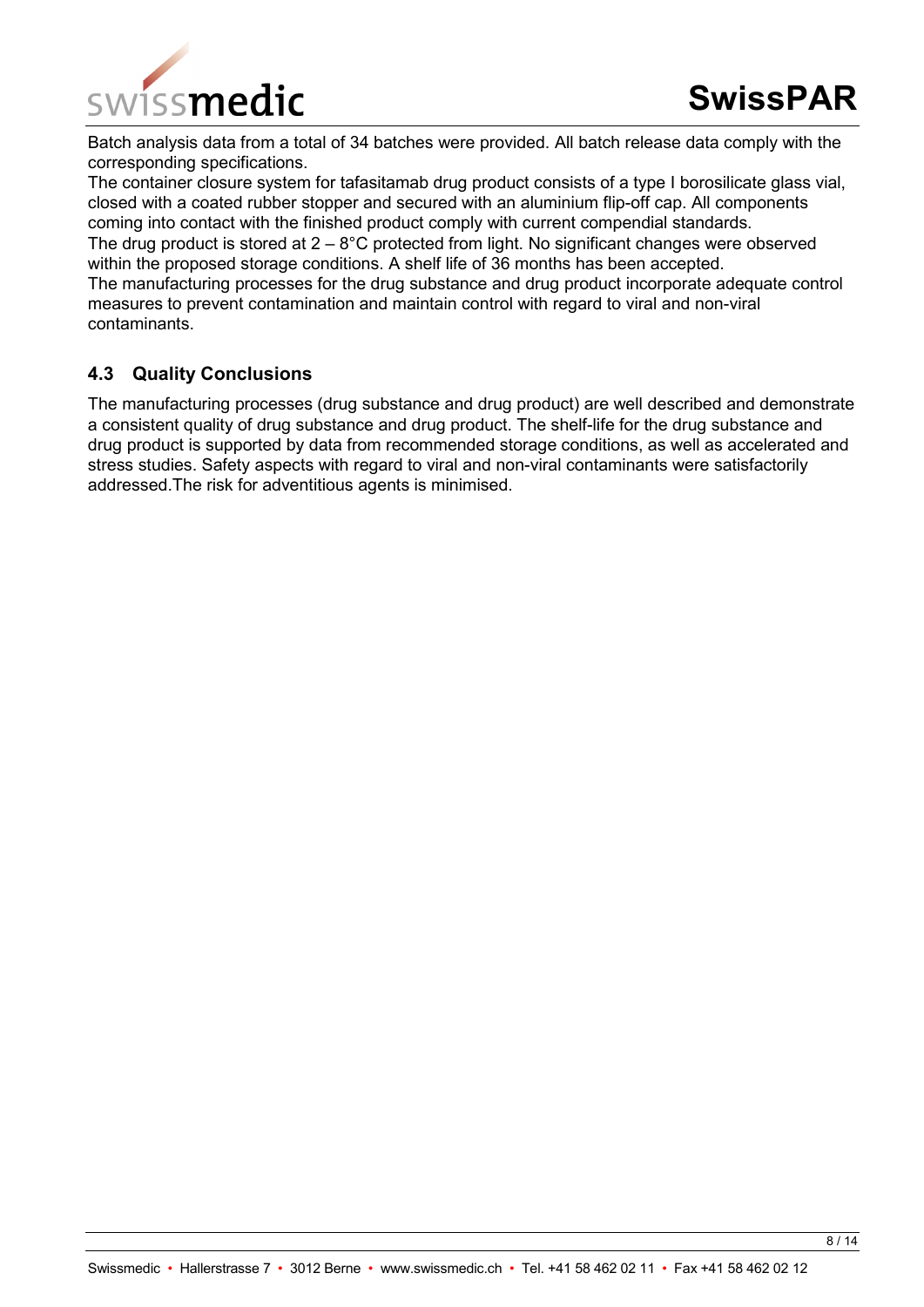Batch analysis data from a total of 34 batches were provided. All batch release data comply with the corresponding specifications.
The container closure system for tafasitamab drug product consists of a type I borosilicate glass vial, closed with a coated rubber stopper and secured with an aluminium flip-off cap. All components coming into contact with the finished product comply with current compendial standards.
The drug product is stored at 2 – 8°C protected from light. No significant changes were observed within the proposed storage conditions. A shelf life of 36 months has been accepted.
The manufacturing processes for the drug substance and drug product incorporate adequate control measures to prevent contamination and maintain control with regard to viral and non-viral contaminants.

### 4.3 Quality Conclusions

The manufacturing processes (drug substance and drug product) are well described and demonstrate a consistent quality of drug substance and drug product. The shelf-life for the drug substance and drug product is supported by data from recommended storage conditions, as well as accelerated and stress studies. Safety aspects with regard to viral and non-viral contaminants were satisfactorily addressed.The risk for adventitious agents is minimised.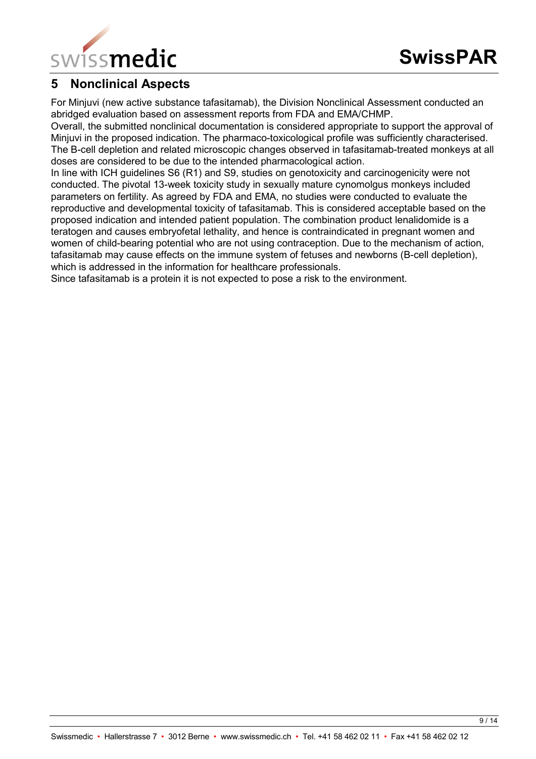## 5 Nonclinical Aspects

For Minjuvi (new active substance tafasitamab), the Division Nonclinical Assessment conducted an abridged evaluation based on assessment reports from FDA and EMA/CHMP.

Overall, the submitted nonclinical documentation is considered appropriate to support the approval of Minjuvi in the proposed indication. The pharmaco-toxicological profile was sufficiently characterised. The B-cell depletion and related microscopic changes observed in tafasitamab-treated monkeys at all doses are considered to be due to the intended pharmacological action.

In line with ICH guidelines S6 (R1) and S9, studies on genotoxicity and carcinogenicity were not conducted. The pivotal 13-week toxicity study in sexually mature cynomolgus monkeys included parameters on fertility. As agreed by FDA and EMA, no studies were conducted to evaluate the reproductive and developmental toxicity of tafasitamab. This is considered acceptable based on the proposed indication and intended patient population. The combination product lenalidomide is a teratogen and causes embryofetal lethality, and hence is contraindicated in pregnant women and women of child-bearing potential who are not using contraception. Due to the mechanism of action, tafasitamab may cause effects on the immune system of fetuses and newborns (B-cell depletion), which is addressed in the information for healthcare professionals.

Since tafasitamab is a protein it is not expected to pose a risk to the environment.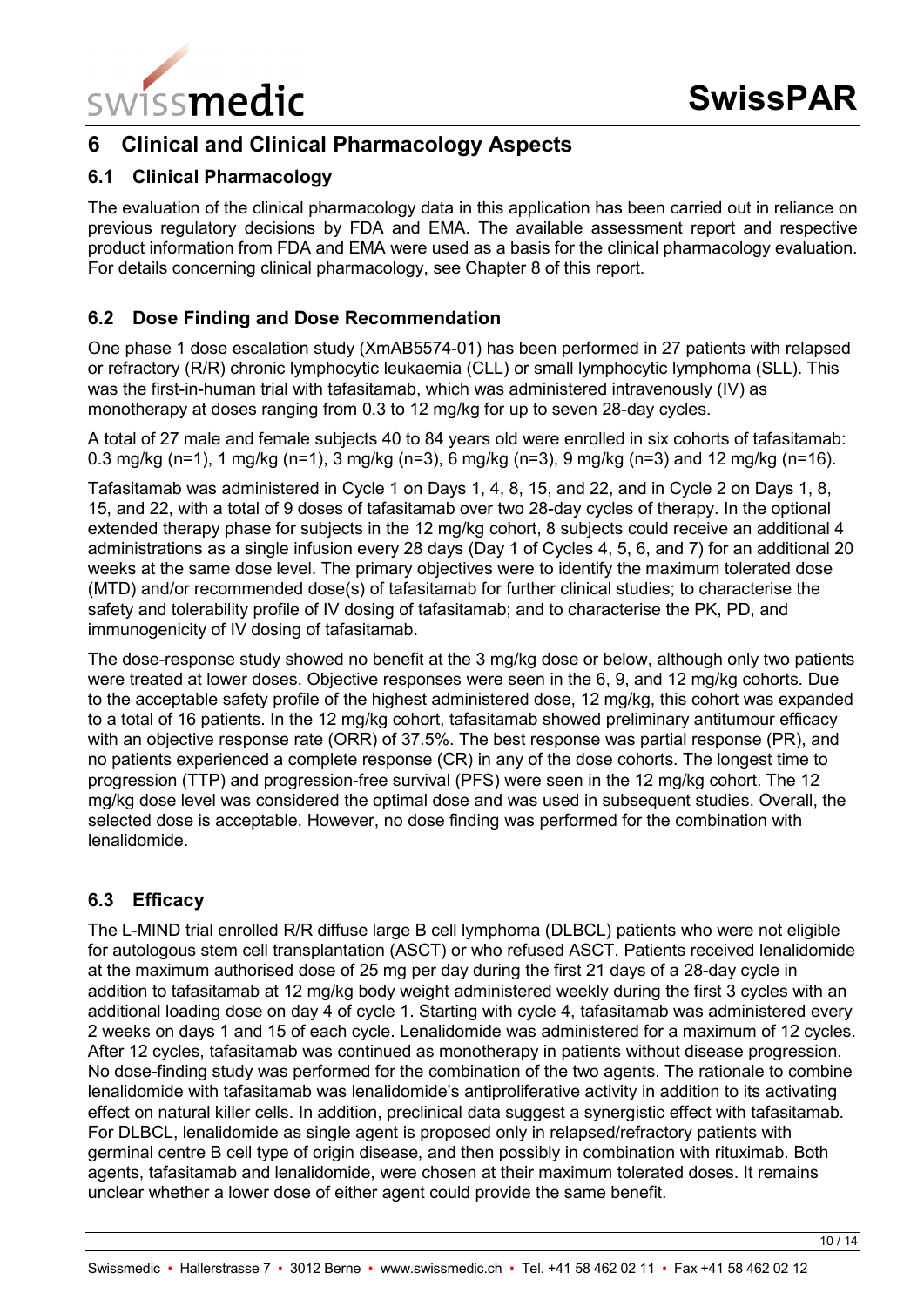## 6 Clinical and Clinical Pharmacology Aspects

### 6.1 Clinical Pharmacology

The evaluation of the clinical pharmacology data in this application has been carried out in reliance on previous regulatory decisions by FDA and EMA. The available assessment report and respective product information from FDA and EMA were used as a basis for the clinical pharmacology evaluation. For details concerning clinical pharmacology, see Chapter 8 of this report.

### 6.2 Dose Finding and Dose Recommendation

One phase 1 dose escalation study (XmAB5574-01) has been performed in 27 patients with relapsed or refractory (R/R) chronic lymphocytic leukaemia (CLL) or small lymphocytic lymphoma (SLL). This was the first-in-human trial with tafasitamab, which was administered intravenously (IV) as monotherapy at doses ranging from 0.3 to 12 mg/kg for up to seven 28-day cycles.

A total of 27 male and female subjects 40 to 84 years old were enrolled in six cohorts of tafasitamab: 0.3 mg/kg (n=1), 1 mg/kg (n=1), 3 mg/kg (n=3), 6 mg/kg (n=3), 9 mg/kg (n=3) and 12 mg/kg (n=16).

Tafasitamab was administered in Cycle 1 on Days 1, 4, 8, 15, and 22, and in Cycle 2 on Days 1, 8, 15, and 22, with a total of 9 doses of tafasitamab over two 28-day cycles of therapy. In the optional extended therapy phase for subjects in the 12 mg/kg cohort, 8 subjects could receive an additional 4 administrations as a single infusion every 28 days (Day 1 of Cycles 4, 5, 6, and 7) for an additional 20 weeks at the same dose level. The primary objectives were to identify the maximum tolerated dose (MTD) and/or recommended dose(s) of tafasitamab for further clinical studies; to characterise the safety and tolerability profile of IV dosing of tafasitamab; and to characterise the PK, PD, and immunogenicity of IV dosing of tafasitamab.

The dose-response study showed no benefit at the 3 mg/kg dose or below, although only two patients were treated at lower doses. Objective responses were seen in the 6, 9, and 12 mg/kg cohorts. Due to the acceptable safety profile of the highest administered dose, 12 mg/kg, this cohort was expanded to a total of 16 patients. In the 12 mg/kg cohort, tafasitamab showed preliminary antitumour efficacy with an objective response rate (ORR) of 37.5%. The best response was partial response (PR), and no patients experienced a complete response (CR) in any of the dose cohorts. The longest time to progression (TTP) and progression-free survival (PFS) were seen in the 12 mg/kg cohort. The 12 mg/kg dose level was considered the optimal dose and was used in subsequent studies. Overall, the selected dose is acceptable. However, no dose finding was performed for the combination with lenalidomide.

### 6.3 Efficacy

The L-MIND trial enrolled R/R diffuse large B cell lymphoma (DLBCL) patients who were not eligible for autologous stem cell transplantation (ASCT) or who refused ASCT. Patients received lenalidomide at the maximum authorised dose of 25 mg per day during the first 21 days of a 28-day cycle in addition to tafasitamab at 12 mg/kg body weight administered weekly during the first 3 cycles with an additional loading dose on day 4 of cycle 1. Starting with cycle 4, tafasitamab was administered every 2 weeks on days 1 and 15 of each cycle. Lenalidomide was administered for a maximum of 12 cycles. After 12 cycles, tafasitamab was continued as monotherapy in patients without disease progression. No dose-finding study was performed for the combination of the two agents. The rationale to combine lenalidomide with tafasitamab was lenalidomide's antiproliferative activity in addition to its activating effect on natural killer cells. In addition, preclinical data suggest a synergistic effect with tafasitamab. For DLBCL, lenalidomide as single agent is proposed only in relapsed/refractory patients with germinal centre B cell type of origin disease, and then possibly in combination with rituximab. Both agents, tafasitamab and lenalidomide, were chosen at their maximum tolerated doses. It remains unclear whether a lower dose of either agent could provide the same benefit.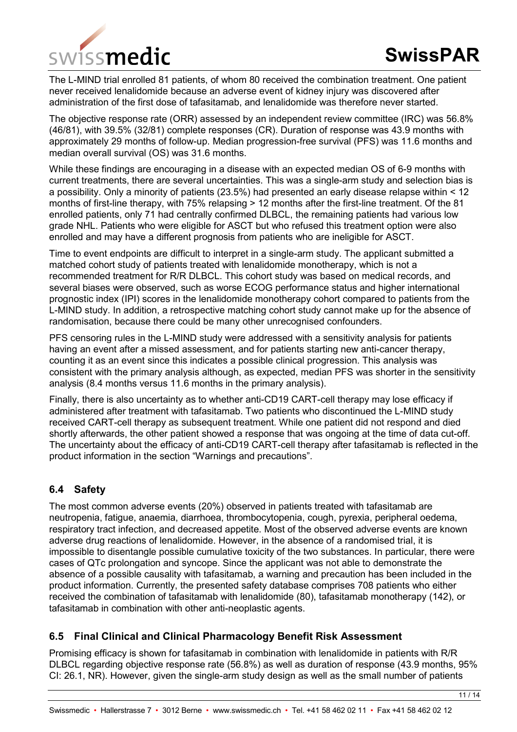The L-MIND trial enrolled 81 patients, of whom 80 received the combination treatment. One patient never received lenalidomide because an adverse event of kidney injury was discovered after administration of the first dose of tafasitamab, and lenalidomide was therefore never started.

The objective response rate (ORR) assessed by an independent review committee (IRC) was 56.8% (46/81), with 39.5% (32/81) complete responses (CR). Duration of response was 43.9 months with approximately 29 months of follow-up. Median progression-free survival (PFS) was 11.6 months and median overall survival (OS) was 31.6 months.

While these findings are encouraging in a disease with an expected median OS of 6-9 months with current treatments, there are several uncertainties. This was a single-arm study and selection bias is a possibility. Only a minority of patients (23.5%) had presented an early disease relapse within < 12 months of first-line therapy, with 75% relapsing > 12 months after the first-line treatment. Of the 81 enrolled patients, only 71 had centrally confirmed DLBCL, the remaining patients had various low grade NHL. Patients who were eligible for ASCT but who refused this treatment option were also enrolled and may have a different prognosis from patients who are ineligible for ASCT.

Time to event endpoints are difficult to interpret in a single-arm study. The applicant submitted a matched cohort study of patients treated with lenalidomide monotherapy, which is not a recommended treatment for R/R DLBCL. This cohort study was based on medical records, and several biases were observed, such as worse ECOG performance status and higher international prognostic index (IPI) scores in the lenalidomide monotherapy cohort compared to patients from the L-MIND study. In addition, a retrospective matching cohort study cannot make up for the absence of randomisation, because there could be many other unrecognised confounders.

PFS censoring rules in the L-MIND study were addressed with a sensitivity analysis for patients having an event after a missed assessment, and for patients starting new anti-cancer therapy, counting it as an event since this indicates a possible clinical progression. This analysis was consistent with the primary analysis although, as expected, median PFS was shorter in the sensitivity analysis (8.4 months versus 11.6 months in the primary analysis).

Finally, there is also uncertainty as to whether anti-CD19 CART-cell therapy may lose efficacy if administered after treatment with tafasitamab. Two patients who discontinued the L-MIND study received CART-cell therapy as subsequent treatment. While one patient did not respond and died shortly afterwards, the other patient showed a response that was ongoing at the time of data cut-off. The uncertainty about the efficacy of anti-CD19 CART-cell therapy after tafasitamab is reflected in the product information in the section "Warnings and precautions".

## 6.4 Safety

The most common adverse events (20%) observed in patients treated with tafasitamab are neutropenia, fatigue, anaemia, diarrhoea, thrombocytopenia, cough, pyrexia, peripheral oedema, respiratory tract infection, and decreased appetite. Most of the observed adverse events are known adverse drug reactions of lenalidomide. However, in the absence of a randomised trial, it is impossible to disentangle possible cumulative toxicity of the two substances. In particular, there were cases of QTc prolongation and syncope. Since the applicant was not able to demonstrate the absence of a possible causality with tafasitamab, a warning and precaution has been included in the product information. Currently, the presented safety database comprises 708 patients who either received the combination of tafasitamab with lenalidomide (80), tafasitamab monotherapy (142), or tafasitamab in combination with other anti-neoplastic agents.

## 6.5 Final Clinical and Clinical Pharmacology Benefit Risk Assessment

Promising efficacy is shown for tafasitamab in combination with lenalidomide in patients with R/R DLBCL regarding objective response rate (56.8%) as well as duration of response (43.9 months, 95% CI: 26.1, NR). However, given the single-arm study design as well as the small number of patients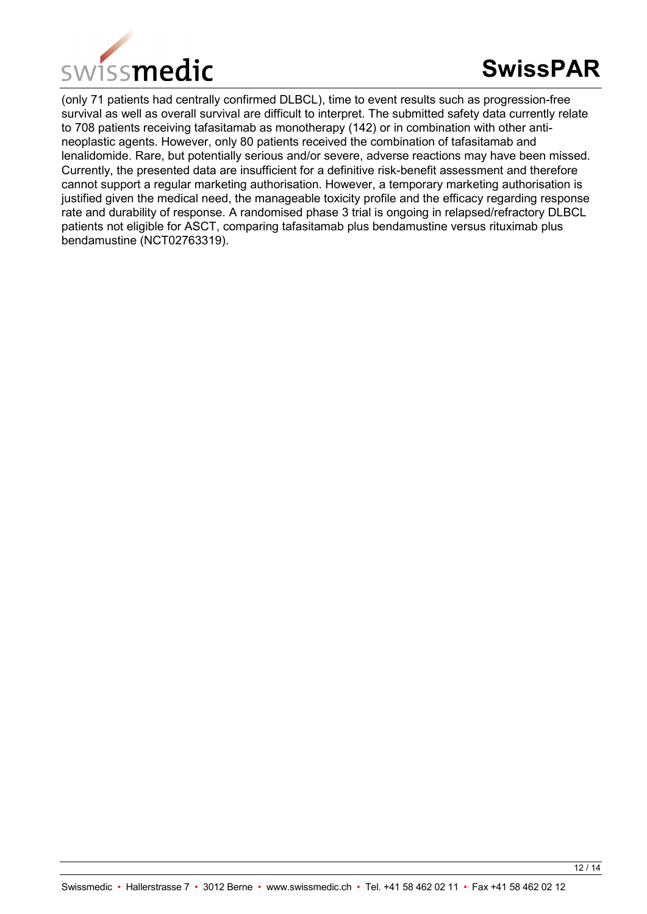(only 71 patients had centrally confirmed DLBCL), time to event results such as progression-free survival as well as overall survival are difficult to interpret. The submitted safety data currently relate to 708 patients receiving tafasitamab as monotherapy (142) or in combination with other anti-neoplastic agents. However, only 80 patients received the combination of tafasitamab and lenalidomide. Rare, but potentially serious and/or severe, adverse reactions may have been missed. Currently, the presented data are insufficient for a definitive risk-benefit assessment and therefore cannot support a regular marketing authorisation. However, a temporary marketing authorisation is justified given the medical need, the manageable toxicity profile and the efficacy regarding response rate and durability of response. A randomised phase 3 trial is ongoing in relapsed/refractory DLBCL patients not eligible for ASCT, comparing tafasitamab plus bendamustine versus rituximab plus bendamustine (NCT02763319).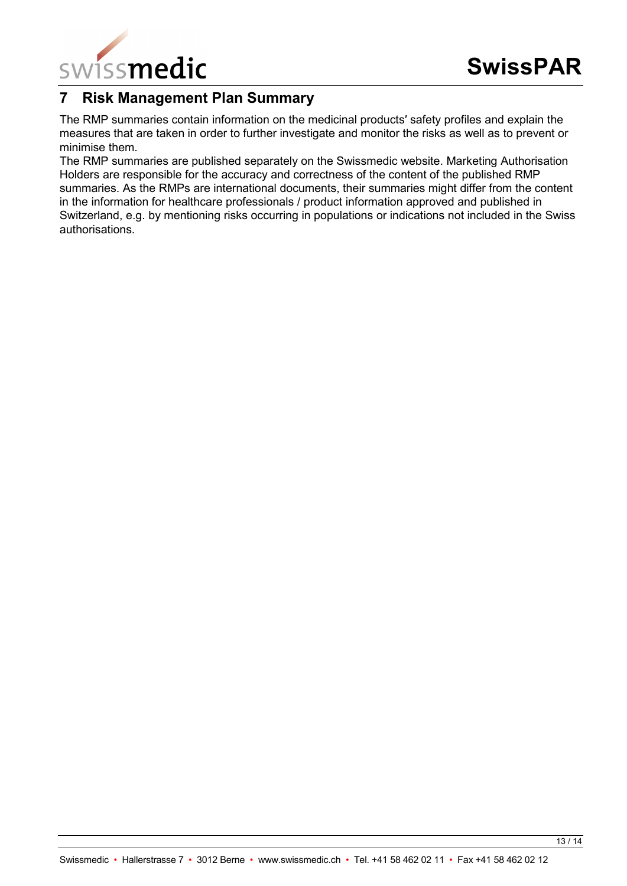## 7 Risk Management Plan Summary

The RMP summaries contain information on the medicinal products′ safety profiles and explain the measures that are taken in order to further investigate and monitor the risks as well as to prevent or minimise them.

The RMP summaries are published separately on the Swissmedic website. Marketing Authorisation Holders are responsible for the accuracy and correctness of the content of the published RMP summaries. As the RMPs are international documents, their summaries might differ from the content in the information for healthcare professionals / product information approved and published in Switzerland, e.g. by mentioning risks occurring in populations or indications not included in the Swiss authorisations.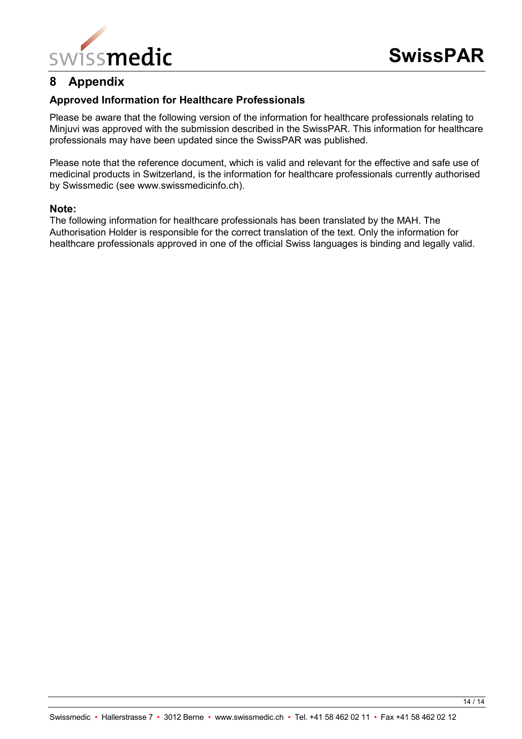# 8 Appendix

## Approved Information for Healthcare Professionals

Please be aware that the following version of the information for healthcare professionals relating to Minjuvi was approved with the submission described in the SwissPAR. This information for healthcare professionals may have been updated since the SwissPAR was published.

Please note that the reference document, which is valid and relevant for the effective and safe use of medicinal products in Switzerland, is the information for healthcare professionals currently authorised by Swissmedic (see www.swissmedicinfo.ch).

**Note:**
The following information for healthcare professionals has been translated by the MAH. The Authorisation Holder is responsible for the correct translation of the text. Only the information for healthcare professionals approved in one of the official Swiss languages is binding and legally valid.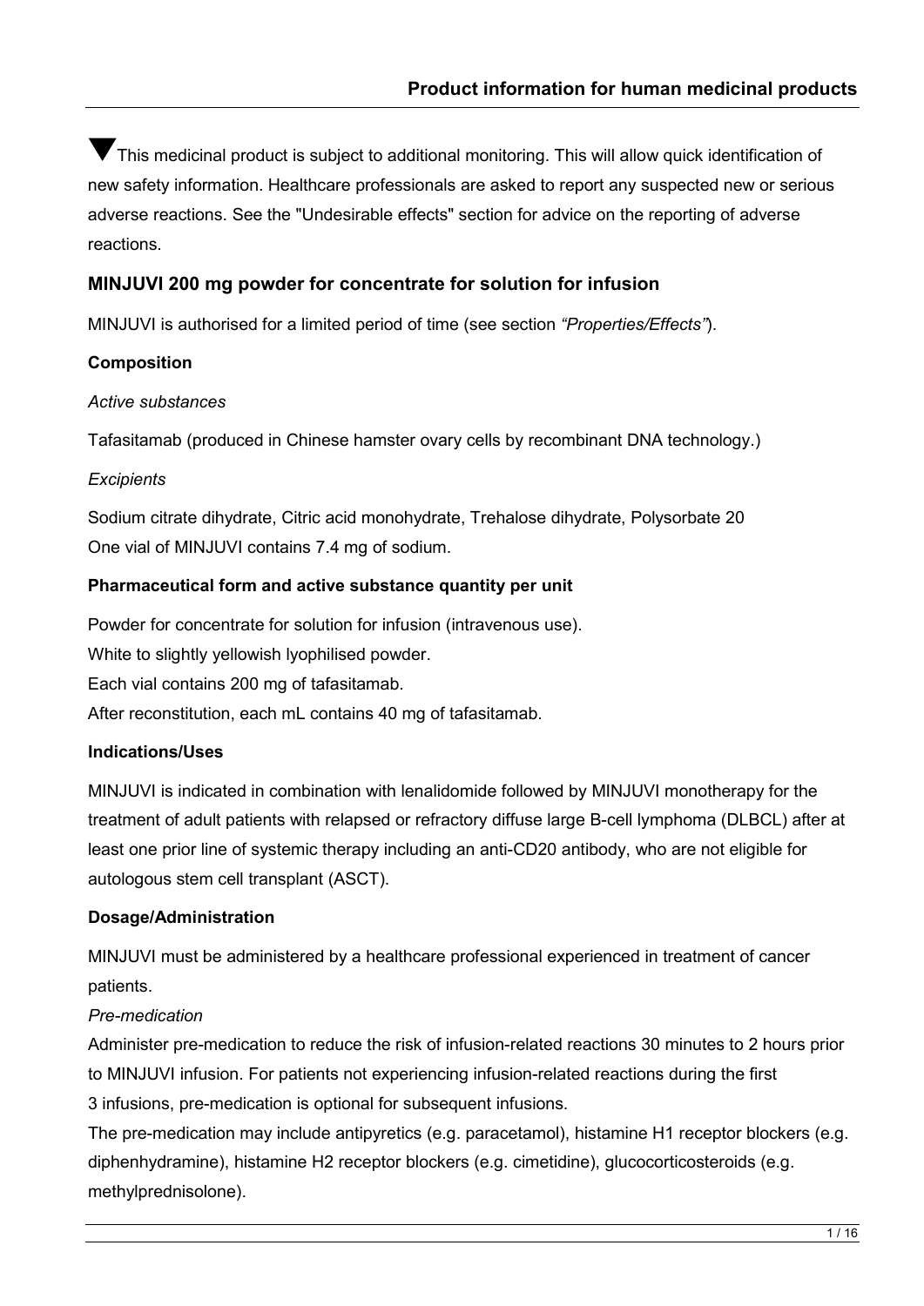▼This medicinal product is subject to additional monitoring. This will allow quick identification of new safety information. Healthcare professionals are asked to report any suspected new or serious adverse reactions. See the "Undesirable effects" section for advice on the reporting of adverse reactions.

## MINJUVI 200 mg powder for concentrate for solution for infusion

MINJUVI is authorised for a limited period of time (see section *"Properties/Effects"*).

### Composition

*Active substances*

Tafasitamab (produced in Chinese hamster ovary cells by recombinant DNA technology.)

*Excipients*

Sodium citrate dihydrate, Citric acid monohydrate, Trehalose dihydrate, Polysorbate 20
One vial of MINJUVI contains 7.4 mg of sodium.

### Pharmaceutical form and active substance quantity per unit

Powder for concentrate for solution for infusion (intravenous use).
White to slightly yellowish lyophilised powder.
Each vial contains 200 mg of tafasitamab.
After reconstitution, each mL contains 40 mg of tafasitamab.

### Indications/Uses

MINJUVI is indicated in combination with lenalidomide followed by MINJUVI monotherapy for the treatment of adult patients with relapsed or refractory diffuse large B-cell lymphoma (DLBCL) after at least one prior line of systemic therapy including an anti-CD20 antibody, who are not eligible for autologous stem cell transplant (ASCT).

### Dosage/Administration

MINJUVI must be administered by a healthcare professional experienced in treatment of cancer patients.

*Pre-medication*

Administer pre-medication to reduce the risk of infusion-related reactions 30 minutes to 2 hours prior to MINJUVI infusion. For patients not experiencing infusion-related reactions during the first 3 infusions, pre-medication is optional for subsequent infusions.

The pre-medication may include antipyretics (e.g. paracetamol), histamine H1 receptor blockers (e.g. diphenhydramine), histamine H2 receptor blockers (e.g. cimetidine), glucocorticosteroids (e.g. methylprednisolone).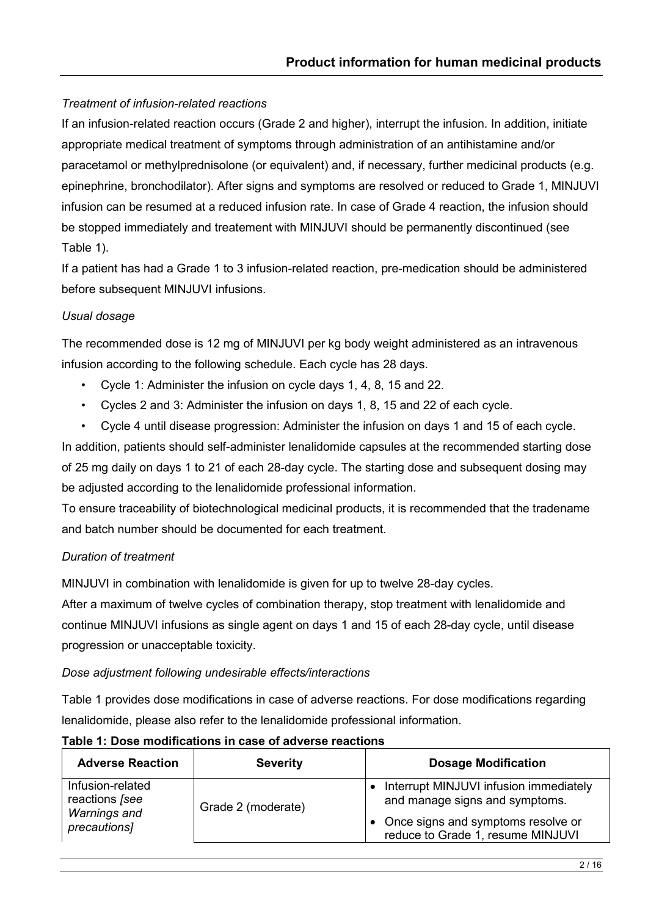*Treatment of infusion-related reactions*

If an infusion-related reaction occurs (Grade 2 and higher), interrupt the infusion. In addition, initiate appropriate medical treatment of symptoms through administration of an antihistamine and/or paracetamol or methylprednisolone (or equivalent) and, if necessary, further medicinal products (e.g. epinephrine, bronchodilator). After signs and symptoms are resolved or reduced to Grade 1, MINJUVI infusion can be resumed at a reduced infusion rate. In case of Grade 4 reaction, the infusion should be stopped immediately and treatement with MINJUVI should be permanently discontinued (see Table 1).

If a patient has had a Grade 1 to 3 infusion-related reaction, pre-medication should be administered before subsequent MINJUVI infusions.

*Usual dosage*

The recommended dose is 12 mg of MINJUVI per kg body weight administered as an intravenous infusion according to the following schedule. Each cycle has 28 days.

- Cycle 1: Administer the infusion on cycle days 1, 4, 8, 15 and 22.
- Cycles 2 and 3: Administer the infusion on days 1, 8, 15 and 22 of each cycle.
- Cycle 4 until disease progression: Administer the infusion on days 1 and 15 of each cycle.

In addition, patients should self-administer lenalidomide capsules at the recommended starting dose of 25 mg daily on days 1 to 21 of each 28-day cycle. The starting dose and subsequent dosing may be adjusted according to the lenalidomide professional information.

To ensure traceability of biotechnological medicinal products, it is recommended that the tradename and batch number should be documented for each treatment.

*Duration of treatment*

MINJUVI in combination with lenalidomide is given for up to twelve 28-day cycles.

After a maximum of twelve cycles of combination therapy, stop treatment with lenalidomide and continue MINJUVI infusions as single agent on days 1 and 15 of each 28-day cycle, until disease progression or unacceptable toxicity.

*Dose adjustment following undesirable effects/interactions*

Table 1 provides dose modifications in case of adverse reactions. For dose modifications regarding lenalidomide, please also refer to the lenalidomide professional information.

**Table 1: Dose modifications in case of adverse reactions**

| Adverse Reaction | Severity | Dosage Modification |
|---|---|---|
| Infusion-related reactions *[see Warnings and precautions]* | Grade 2 (moderate) | • Interrupt MINJUVI infusion immediately and manage signs and symptoms.<br>• Once signs and symptoms resolve or reduce to Grade 1, resume MINJUVI |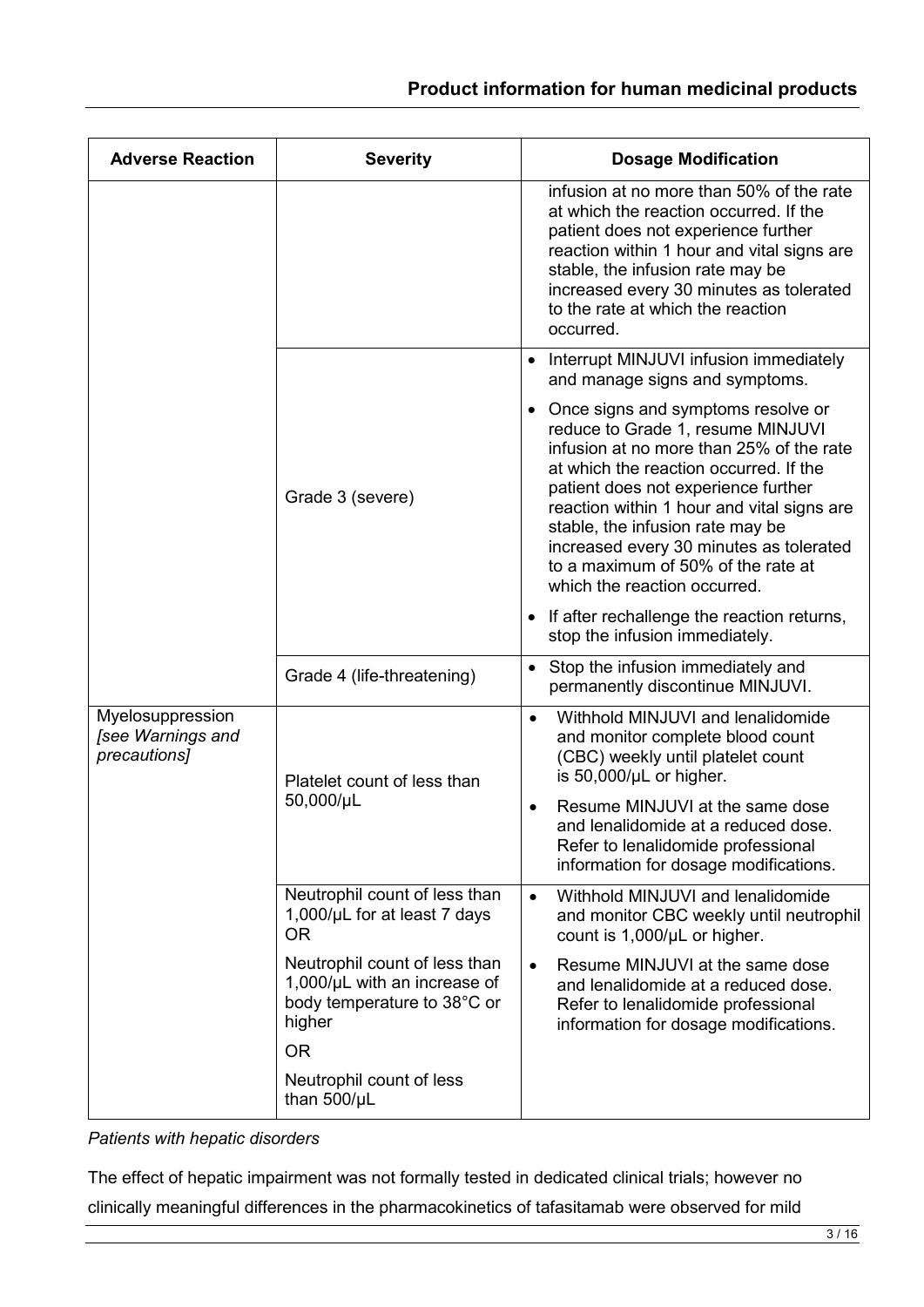| Adverse Reaction | Severity | Dosage Modification |
| --- | --- | --- |
| | | infusion at no more than 50% of the rate at which the reaction occurred. If the patient does not experience further reaction within 1 hour and vital signs are stable, the infusion rate may be increased every 30 minutes as tolerated to the rate at which the reaction occurred. |
| | Grade 3 (severe) | • Interrupt MINJUVI infusion immediately and manage signs and symptoms.<br>• Once signs and symptoms resolve or reduce to Grade 1, resume MINJUVI infusion at no more than 25% of the rate at which the reaction occurred. If the patient does not experience further reaction within 1 hour and vital signs are stable, the infusion rate may be increased every 30 minutes as tolerated to a maximum of 50% of the rate at which the reaction occurred.<br>• If after rechallenge the reaction returns, stop the infusion immediately. |
| | Grade 4 (life-threatening) | • Stop the infusion immediately and permanently discontinue MINJUVI. |
| Myelosuppression *[see Warnings and precautions]* | Platelet count of less than 50,000/µL | • Withhold MINJUVI and lenalidomide and monitor complete blood count (CBC) weekly until platelet count is 50,000/µL or higher.<br>• Resume MINJUVI at the same dose and lenalidomide at a reduced dose. Refer to lenalidomide professional information for dosage modifications. |
| | Neutrophil count of less than 1,000/µL for at least 7 days<br>OR<br>Neutrophil count of less than 1,000/µL with an increase of body temperature to 38°C or higher<br>OR<br>Neutrophil count of less than 500/µL | • Withhold MINJUVI and lenalidomide and monitor CBC weekly until neutrophil count is 1,000/µL or higher.<br>• Resume MINJUVI at the same dose and lenalidomide at a reduced dose. Refer to lenalidomide professional information for dosage modifications. |

*Patients with hepatic disorders*

The effect of hepatic impairment was not formally tested in dedicated clinical trials; however no clinically meaningful differences in the pharmacokinetics of tafasitamab were observed for mild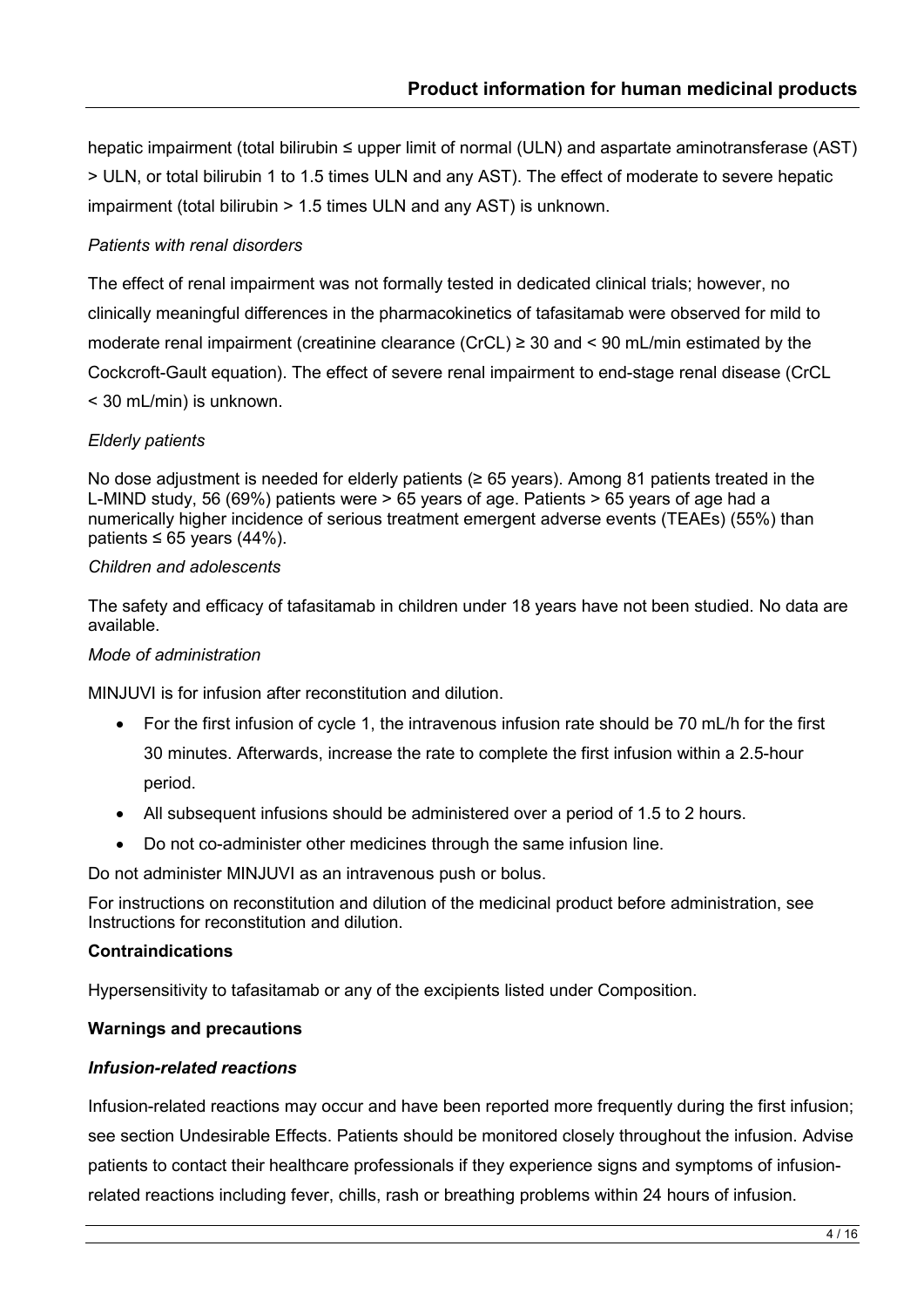hepatic impairment (total bilirubin ≤ upper limit of normal (ULN) and aspartate aminotransferase (AST) > ULN, or total bilirubin 1 to 1.5 times ULN and any AST). The effect of moderate to severe hepatic impairment (total bilirubin > 1.5 times ULN and any AST) is unknown.

*Patients with renal disorders*

The effect of renal impairment was not formally tested in dedicated clinical trials; however, no clinically meaningful differences in the pharmacokinetics of tafasitamab were observed for mild to moderate renal impairment (creatinine clearance (CrCL) ≥ 30 and < 90 mL/min estimated by the Cockcroft-Gault equation). The effect of severe renal impairment to end-stage renal disease (CrCL < 30 mL/min) is unknown.

*Elderly patients*

No dose adjustment is needed for elderly patients (≥ 65 years). Among 81 patients treated in the L-MIND study, 56 (69%) patients were > 65 years of age. Patients > 65 years of age had a numerically higher incidence of serious treatment emergent adverse events (TEAEs) (55%) than patients ≤ 65 years (44%).

*Children and adolescents*

The safety and efficacy of tafasitamab in children under 18 years have not been studied. No data are available.

*Mode of administration*

MINJUVI is for infusion after reconstitution and dilution.

- For the first infusion of cycle 1, the intravenous infusion rate should be 70 mL/h for the first 30 minutes. Afterwards, increase the rate to complete the first infusion within a 2.5-hour period.
- All subsequent infusions should be administered over a period of 1.5 to 2 hours.
- Do not co-administer other medicines through the same infusion line.

Do not administer MINJUVI as an intravenous push or bolus.

For instructions on reconstitution and dilution of the medicinal product before administration, see Instructions for reconstitution and dilution.

**Contraindications**

Hypersensitivity to tafasitamab or any of the excipients listed under Composition.

**Warnings and precautions**

***Infusion-related reactions***

Infusion-related reactions may occur and have been reported more frequently during the first infusion; see section Undesirable Effects. Patients should be monitored closely throughout the infusion. Advise patients to contact their healthcare professionals if they experience signs and symptoms of infusion-related reactions including fever, chills, rash or breathing problems within 24 hours of infusion.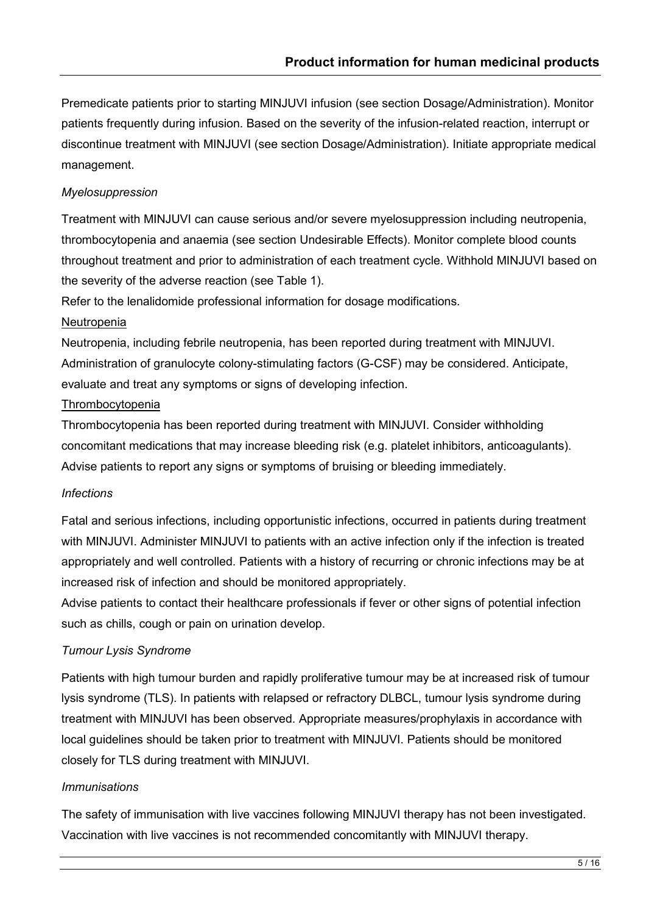Premedicate patients prior to starting MINJUVI infusion (see section Dosage/Administration). Monitor patients frequently during infusion. Based on the severity of the infusion-related reaction, interrupt or discontinue treatment with MINJUVI (see section Dosage/Administration). Initiate appropriate medical management.

*Myelosuppression*

Treatment with MINJUVI can cause serious and/or severe myelosuppression including neutropenia, thrombocytopenia and anaemia (see section Undesirable Effects). Monitor complete blood counts throughout treatment and prior to administration of each treatment cycle. Withhold MINJUVI based on the severity of the adverse reaction (see Table 1).

Refer to the lenalidomide professional information for dosage modifications.

Neutropenia

Neutropenia, including febrile neutropenia, has been reported during treatment with MINJUVI. Administration of granulocyte colony-stimulating factors (G-CSF) may be considered. Anticipate, evaluate and treat any symptoms or signs of developing infection.

Thrombocytopenia

Thrombocytopenia has been reported during treatment with MINJUVI. Consider withholding concomitant medications that may increase bleeding risk (e.g. platelet inhibitors, anticoagulants). Advise patients to report any signs or symptoms of bruising or bleeding immediately.

*Infections*

Fatal and serious infections, including opportunistic infections, occurred in patients during treatment with MINJUVI. Administer MINJUVI to patients with an active infection only if the infection is treated appropriately and well controlled. Patients with a history of recurring or chronic infections may be at increased risk of infection and should be monitored appropriately.

Advise patients to contact their healthcare professionals if fever or other signs of potential infection such as chills, cough or pain on urination develop.

*Tumour Lysis Syndrome*

Patients with high tumour burden and rapidly proliferative tumour may be at increased risk of tumour lysis syndrome (TLS). In patients with relapsed or refractory DLBCL, tumour lysis syndrome during treatment with MINJUVI has been observed. Appropriate measures/prophylaxis in accordance with local guidelines should be taken prior to treatment with MINJUVI. Patients should be monitored closely for TLS during treatment with MINJUVI.

*Immunisations*

The safety of immunisation with live vaccines following MINJUVI therapy has not been investigated. Vaccination with live vaccines is not recommended concomitantly with MINJUVI therapy.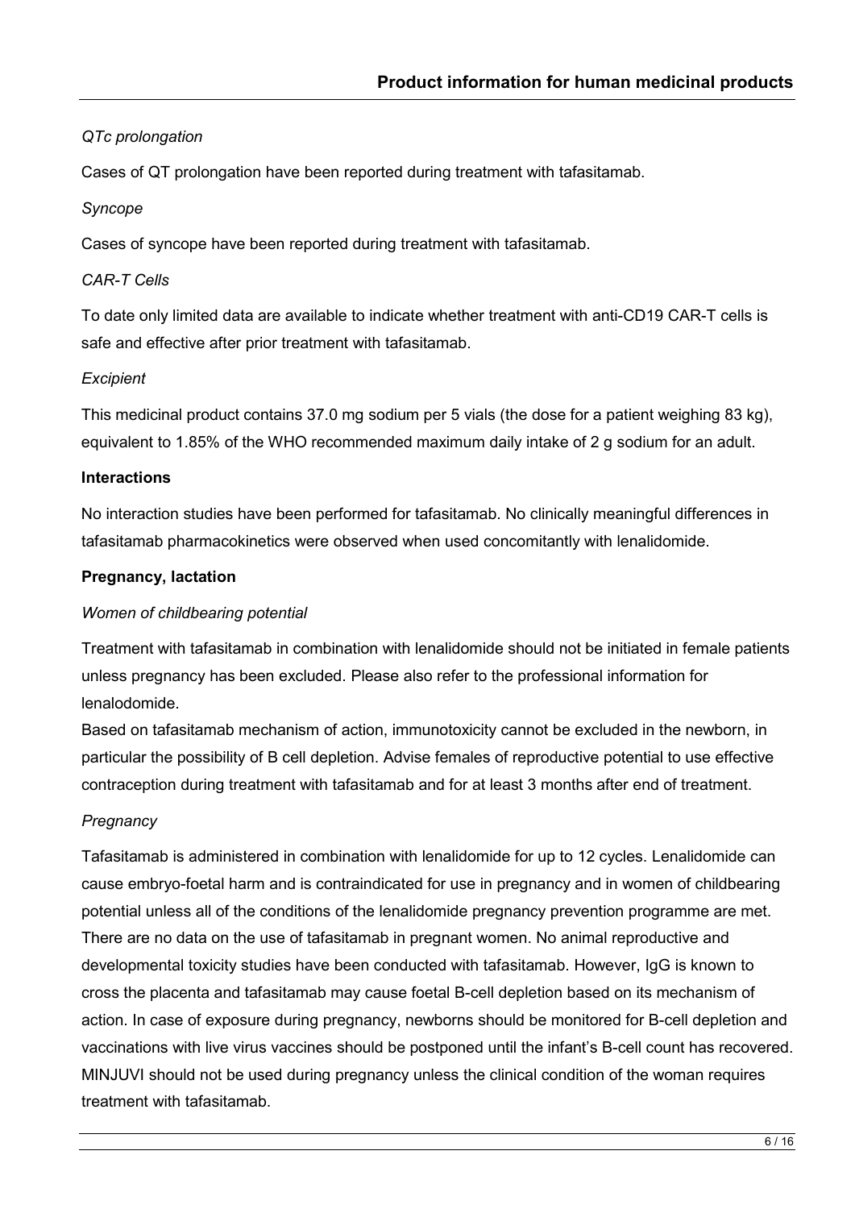*QTc prolongation*

Cases of QT prolongation have been reported during treatment with tafasitamab.

*Syncope*

Cases of syncope have been reported during treatment with tafasitamab.

*CAR-T Cells*

To date only limited data are available to indicate whether treatment with anti-CD19 CAR-T cells is safe and effective after prior treatment with tafasitamab.

*Excipient*

This medicinal product contains 37.0 mg sodium per 5 vials (the dose for a patient weighing 83 kg), equivalent to 1.85% of the WHO recommended maximum daily intake of 2 g sodium for an adult.

**Interactions**

No interaction studies have been performed for tafasitamab. No clinically meaningful differences in tafasitamab pharmacokinetics were observed when used concomitantly with lenalidomide.

**Pregnancy, lactation**

*Women of childbearing potential*

Treatment with tafasitamab in combination with lenalidomide should not be initiated in female patients unless pregnancy has been excluded. Please also refer to the professional information for lenalodomide.
Based on tafasitamab mechanism of action, immunotoxicity cannot be excluded in the newborn, in particular the possibility of B cell depletion. Advise females of reproductive potential to use effective contraception during treatment with tafasitamab and for at least 3 months after end of treatment.

*Pregnancy*

Tafasitamab is administered in combination with lenalidomide for up to 12 cycles. Lenalidomide can cause embryo-foetal harm and is contraindicated for use in pregnancy and in women of childbearing potential unless all of the conditions of the lenalidomide pregnancy prevention programme are met. There are no data on the use of tafasitamab in pregnant women. No animal reproductive and developmental toxicity studies have been conducted with tafasitamab. However, IgG is known to cross the placenta and tafasitamab may cause foetal B-cell depletion based on its mechanism of action. In case of exposure during pregnancy, newborns should be monitored for B-cell depletion and vaccinations with live virus vaccines should be postponed until the infant's B-cell count has recovered. MINJUVI should not be used during pregnancy unless the clinical condition of the woman requires treatment with tafasitamab.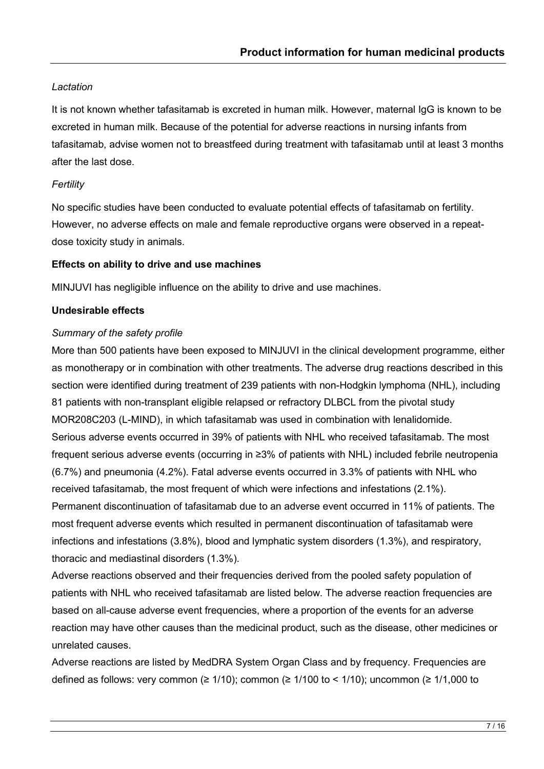*Lactation*

It is not known whether tafasitamab is excreted in human milk. However, maternal IgG is known to be excreted in human milk. Because of the potential for adverse reactions in nursing infants from tafasitamab, advise women not to breastfeed during treatment with tafasitamab until at least 3 months after the last dose.

*Fertility*

No specific studies have been conducted to evaluate potential effects of tafasitamab on fertility. However, no adverse effects on male and female reproductive organs were observed in a repeat-dose toxicity study in animals.

**Effects on ability to drive and use machines**

MINJUVI has negligible influence on the ability to drive and use machines.

**Undesirable effects**

*Summary of the safety profile*

More than 500 patients have been exposed to MINJUVI in the clinical development programme, either as monotherapy or in combination with other treatments. The adverse drug reactions described in this section were identified during treatment of 239 patients with non-Hodgkin lymphoma (NHL), including 81 patients with non-transplant eligible relapsed or refractory DLBCL from the pivotal study MOR208C203 (L-MIND), in which tafasitamab was used in combination with lenalidomide.

Serious adverse events occurred in 39% of patients with NHL who received tafasitamab. The most frequent serious adverse events (occurring in ≥3% of patients with NHL) included febrile neutropenia (6.7%) and pneumonia (4.2%). Fatal adverse events occurred in 3.3% of patients with NHL who received tafasitamab, the most frequent of which were infections and infestations (2.1%).

Permanent discontinuation of tafasitamab due to an adverse event occurred in 11% of patients. The most frequent adverse events which resulted in permanent discontinuation of tafasitamab were infections and infestations (3.8%), blood and lymphatic system disorders (1.3%), and respiratory, thoracic and mediastinal disorders (1.3%).

Adverse reactions observed and their frequencies derived from the pooled safety population of patients with NHL who received tafasitamab are listed below. The adverse reaction frequencies are based on all-cause adverse event frequencies, where a proportion of the events for an adverse reaction may have other causes than the medicinal product, such as the disease, other medicines or unrelated causes.

Adverse reactions are listed by MedDRA System Organ Class and by frequency. Frequencies are defined as follows: very common (≥ 1/10); common (≥ 1/100 to < 1/10); uncommon (≥ 1/1,000 to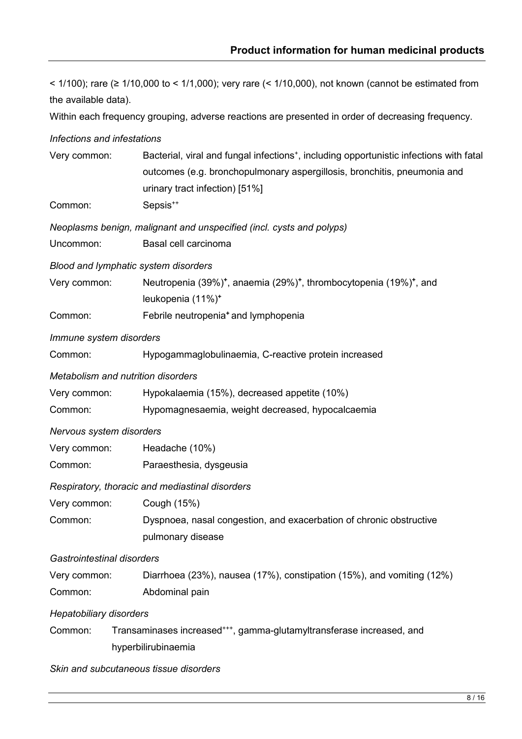< 1/100); rare (≥ 1/10,000 to < 1/1,000); very rare (< 1/10,000), not known (cannot be estimated from the available data).

Within each frequency grouping, adverse reactions are presented in order of decreasing frequency.

*Infections and infestations*

| | |
|---|---|
| Very common: | Bacterial, viral and fungal infections⁺, including opportunistic infections with fatal outcomes (e.g. bronchopulmonary aspergillosis, bronchitis, pneumonia and urinary tract infection) [51%] |
| Common: | Sepsis⁺⁺ |

*Neoplasms benign, malignant and unspecified (incl. cysts and polyps)*

| | |
|---|---|
| Uncommon: | Basal cell carcinoma |

*Blood and lymphatic system disorders*

| | |
|---|---|
| Very common: | Neutropenia (39%)⁺, anaemia (29%)⁺, thrombocytopenia (19%)⁺, and leukopenia (11%)⁺ |
| Common: | Febrile neutropenia⁺ and lymphopenia |

*Immune system disorders*

| | |
|---|---|
| Common: | Hypogammaglobulinaemia, C-reactive protein increased |

*Metabolism and nutrition disorders*

| | |
|---|---|
| Very common: | Hypokalaemia (15%), decreased appetite (10%) |
| Common: | Hypomagnesaemia, weight decreased, hypocalcaemia |

*Nervous system disorders*

| | |
|---|---|
| Very common: | Headache (10%) |
| Common: | Paraesthesia, dysgeusia |

*Respiratory, thoracic and mediastinal disorders*

| | |
|---|---|
| Very common: | Cough (15%) |
| Common: | Dyspnoea, nasal congestion, and exacerbation of chronic obstructive pulmonary disease |

*Gastrointestinal disorders*

| | |
|---|---|
| Very common: | Diarrhoea (23%), nausea (17%), constipation (15%), and vomiting (12%) |
| Common: | Abdominal pain |

*Hepatobiliary disorders*

| | |
|---|---|
| Common: | Transaminases increased⁺⁺⁺, gamma-glutamyltransferase increased, and hyperbilirubinaemia |

*Skin and subcutaneous tissue disorders*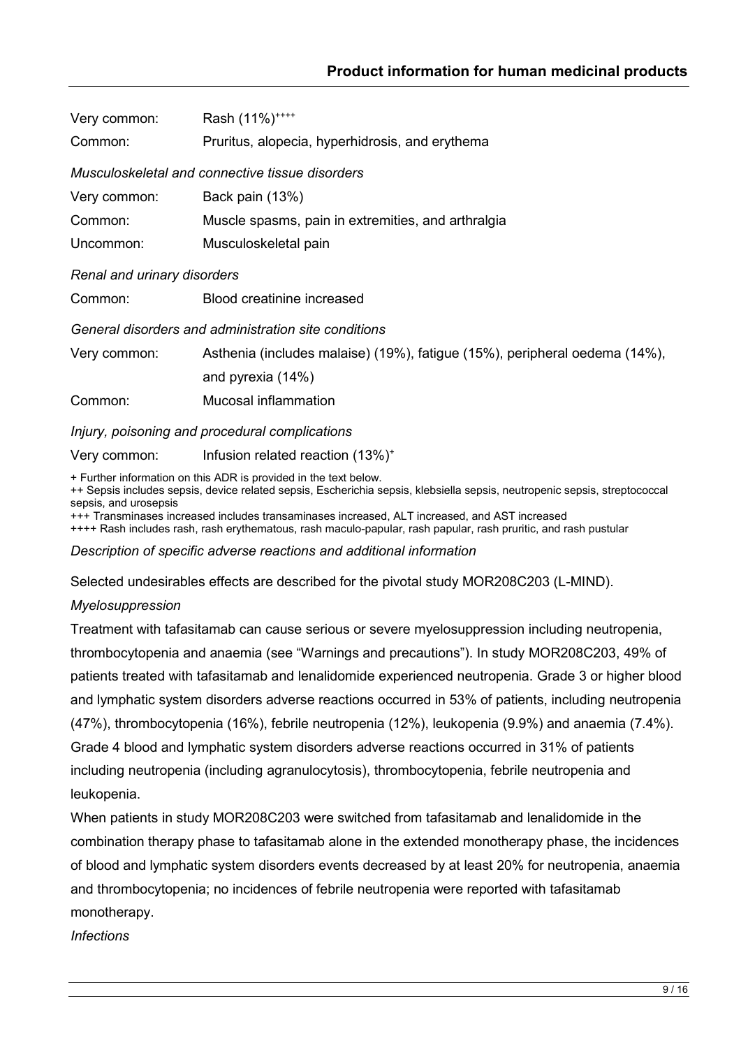Very common: Rash (11%)[++++]

Common: Pruritus, alopecia, hyperhidrosis, and erythema

*Musculoskeletal and connective tissue disorders*

Very common: Back pain (13%)

Common: Muscle spasms, pain in extremities, and arthralgia

Uncommon: Musculoskeletal pain

*Renal and urinary disorders*

Common: Blood creatinine increased

*General disorders and administration site conditions*

Very common: Asthenia (includes malaise) (19%), fatigue (15%), peripheral oedema (14%), and pyrexia (14%)

Common: Mucosal inflammation

*Injury, poisoning and procedural complications*

Very common: Infusion related reaction (13%)[+]

+ Further information on this ADR is provided in the text below.
++ Sepsis includes sepsis, device related sepsis, Escherichia sepsis, klebsiella sepsis, neutropenic sepsis, streptococcal sepsis, and urosepsis
+++ Transminases increased includes transaminases increased, ALT increased, and AST increased
++++ Rash includes rash, rash erythematous, rash maculo-papular, rash papular, rash pruritic, and rash pustular

*Description of specific adverse reactions and additional information*

Selected undesirables effects are described for the pivotal study MOR208C203 (L-MIND).

*Myelosuppression*

Treatment with tafasitamab can cause serious or severe myelosuppression including neutropenia, thrombocytopenia and anaemia (see "Warnings and precautions"). In study MOR208C203, 49% of patients treated with tafasitamab and lenalidomide experienced neutropenia. Grade 3 or higher blood and lymphatic system disorders adverse reactions occurred in 53% of patients, including neutropenia (47%), thrombocytopenia (16%), febrile neutropenia (12%), leukopenia (9.9%) and anaemia (7.4%). Grade 4 blood and lymphatic system disorders adverse reactions occurred in 31% of patients including neutropenia (including agranulocytosis), thrombocytopenia, febrile neutropenia and leukopenia.

When patients in study MOR208C203 were switched from tafasitamab and lenalidomide in the combination therapy phase to tafasitamab alone in the extended monotherapy phase, the incidences of blood and lymphatic system disorders events decreased by at least 20% for neutropenia, anaemia and thrombocytopenia; no incidences of febrile neutropenia were reported with tafasitamab monotherapy.

*Infections*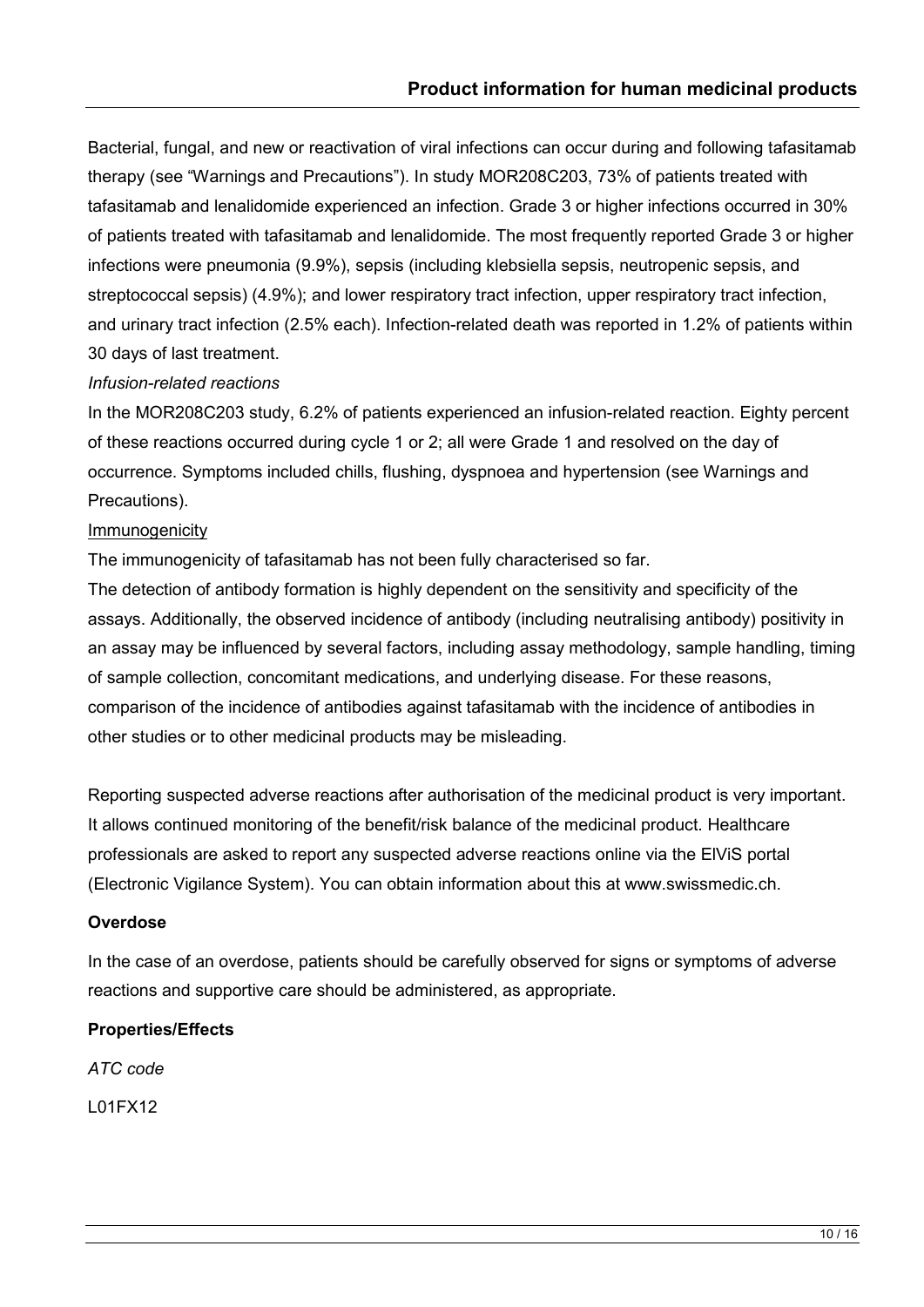Bacterial, fungal, and new or reactivation of viral infections can occur during and following tafasitamab therapy (see "Warnings and Precautions"). In study MOR208C203, 73% of patients treated with tafasitamab and lenalidomide experienced an infection. Grade 3 or higher infections occurred in 30% of patients treated with tafasitamab and lenalidomide. The most frequently reported Grade 3 or higher infections were pneumonia (9.9%), sepsis (including klebsiella sepsis, neutropenic sepsis, and streptococcal sepsis) (4.9%); and lower respiratory tract infection, upper respiratory tract infection, and urinary tract infection (2.5% each). Infection-related death was reported in 1.2% of patients within 30 days of last treatment.

*Infusion-related reactions*

In the MOR208C203 study, 6.2% of patients experienced an infusion-related reaction. Eighty percent of these reactions occurred during cycle 1 or 2; all were Grade 1 and resolved on the day of occurrence. Symptoms included chills, flushing, dyspnoea and hypertension (see Warnings and Precautions).

Immunogenicity

The immunogenicity of tafasitamab has not been fully characterised so far.

The detection of antibody formation is highly dependent on the sensitivity and specificity of the assays. Additionally, the observed incidence of antibody (including neutralising antibody) positivity in an assay may be influenced by several factors, including assay methodology, sample handling, timing of sample collection, concomitant medications, and underlying disease. For these reasons, comparison of the incidence of antibodies against tafasitamab with the incidence of antibodies in other studies or to other medicinal products may be misleading.

Reporting suspected adverse reactions after authorisation of the medicinal product is very important. It allows continued monitoring of the benefit/risk balance of the medicinal product. Healthcare professionals are asked to report any suspected adverse reactions online via the ElViS portal (Electronic Vigilance System). You can obtain information about this at www.swissmedic.ch.

**Overdose**

In the case of an overdose, patients should be carefully observed for signs or symptoms of adverse reactions and supportive care should be administered, as appropriate.

**Properties/Effects**

*ATC code*

L01FX12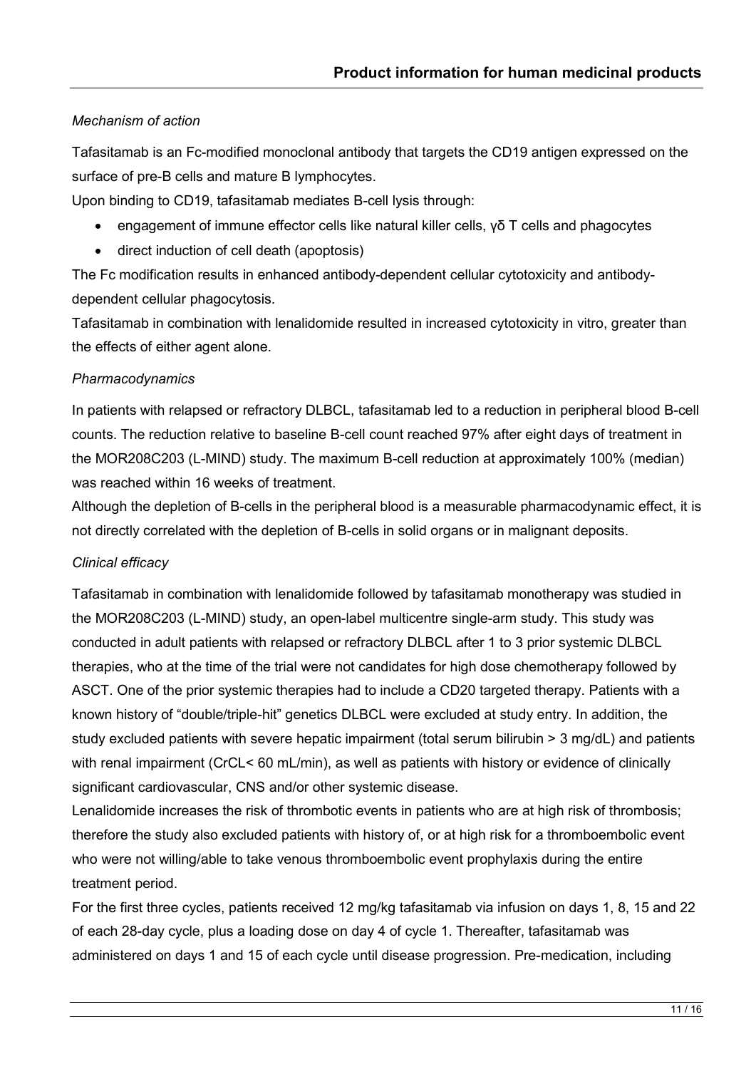*Mechanism of action*

Tafasitamab is an Fc-modified monoclonal antibody that targets the CD19 antigen expressed on the surface of pre-B cells and mature B lymphocytes.

Upon binding to CD19, tafasitamab mediates B-cell lysis through:

- engagement of immune effector cells like natural killer cells, γδ T cells and phagocytes
- direct induction of cell death (apoptosis)

The Fc modification results in enhanced antibody-dependent cellular cytotoxicity and antibody-dependent cellular phagocytosis.

Tafasitamab in combination with lenalidomide resulted in increased cytotoxicity in vitro, greater than the effects of either agent alone.

*Pharmacodynamics*

In patients with relapsed or refractory DLBCL, tafasitamab led to a reduction in peripheral blood B-cell counts. The reduction relative to baseline B-cell count reached 97% after eight days of treatment in the MOR208C203 (L-MIND) study. The maximum B-cell reduction at approximately 100% (median) was reached within 16 weeks of treatment.

Although the depletion of B-cells in the peripheral blood is a measurable pharmacodynamic effect, it is not directly correlated with the depletion of B-cells in solid organs or in malignant deposits.

*Clinical efficacy*

Tafasitamab in combination with lenalidomide followed by tafasitamab monotherapy was studied in the MOR208C203 (L-MIND) study, an open-label multicentre single-arm study. This study was conducted in adult patients with relapsed or refractory DLBCL after 1 to 3 prior systemic DLBCL therapies, who at the time of the trial were not candidates for high dose chemotherapy followed by ASCT. One of the prior systemic therapies had to include a CD20 targeted therapy. Patients with a known history of "double/triple-hit" genetics DLBCL were excluded at study entry. In addition, the study excluded patients with severe hepatic impairment (total serum bilirubin > 3 mg/dL) and patients with renal impairment (CrCL< 60 mL/min), as well as patients with history or evidence of clinically significant cardiovascular, CNS and/or other systemic disease.

Lenalidomide increases the risk of thrombotic events in patients who are at high risk of thrombosis; therefore the study also excluded patients with history of, or at high risk for a thromboembolic event who were not willing/able to take venous thromboembolic event prophylaxis during the entire treatment period.

For the first three cycles, patients received 12 mg/kg tafasitamab via infusion on days 1, 8, 15 and 22 of each 28-day cycle, plus a loading dose on day 4 of cycle 1. Thereafter, tafasitamab was administered on days 1 and 15 of each cycle until disease progression. Pre-medication, including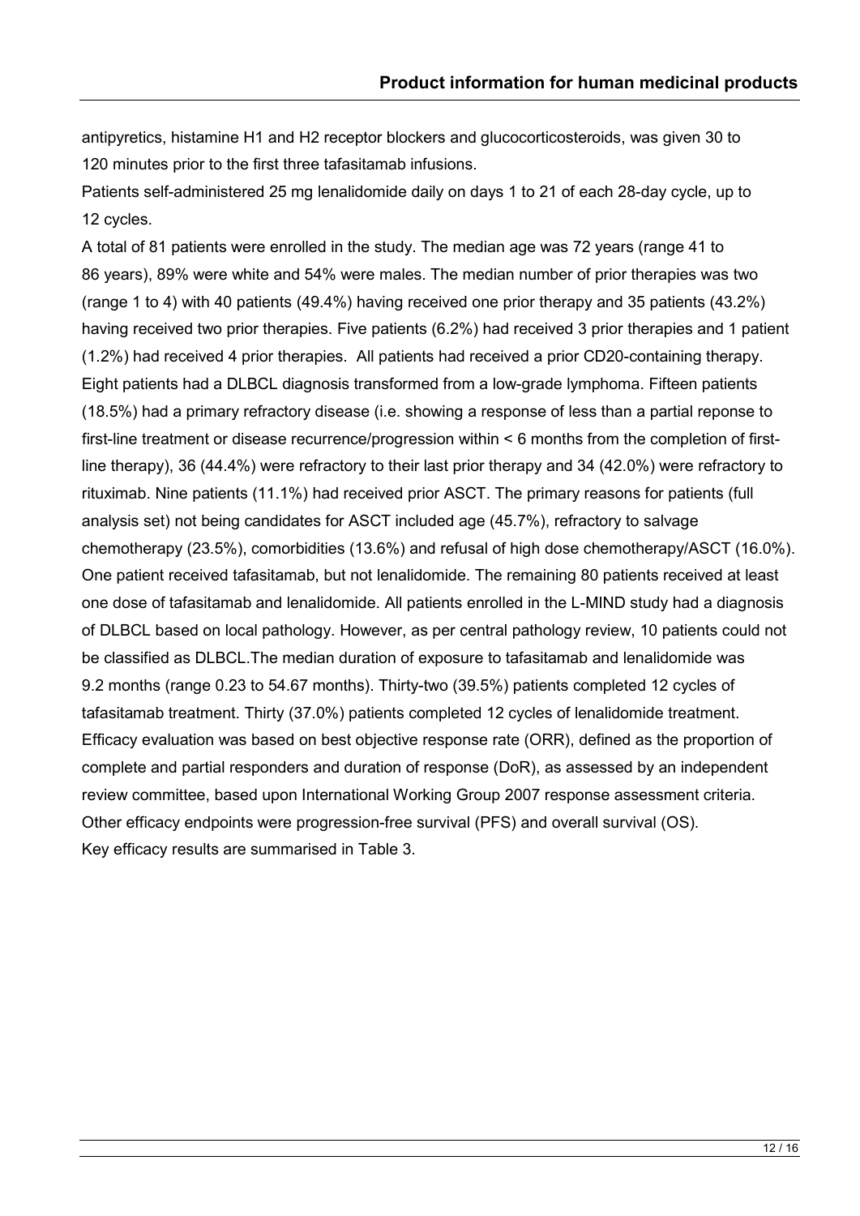antipyretics, histamine H1 and H2 receptor blockers and glucocorticosteroids, was given 30 to 120 minutes prior to the first three tafasitamab infusions.

Patients self-administered 25 mg lenalidomide daily on days 1 to 21 of each 28-day cycle, up to 12 cycles.

A total of 81 patients were enrolled in the study. The median age was 72 years (range 41 to 86 years), 89% were white and 54% were males. The median number of prior therapies was two (range 1 to 4) with 40 patients (49.4%) having received one prior therapy and 35 patients (43.2%) having received two prior therapies. Five patients (6.2%) had received 3 prior therapies and 1 patient (1.2%) had received 4 prior therapies. All patients had received a prior CD20-containing therapy. Eight patients had a DLBCL diagnosis transformed from a low-grade lymphoma. Fifteen patients (18.5%) had a primary refractory disease (i.e. showing a response of less than a partial reponse to first-line treatment or disease recurrence/progression within < 6 months from the completion of first-line therapy), 36 (44.4%) were refractory to their last prior therapy and 34 (42.0%) were refractory to rituximab. Nine patients (11.1%) had received prior ASCT. The primary reasons for patients (full analysis set) not being candidates for ASCT included age (45.7%), refractory to salvage chemotherapy (23.5%), comorbidities (13.6%) and refusal of high dose chemotherapy/ASCT (16.0%). One patient received tafasitamab, but not lenalidomide. The remaining 80 patients received at least one dose of tafasitamab and lenalidomide. All patients enrolled in the L-MIND study had a diagnosis of DLBCL based on local pathology. However, as per central pathology review, 10 patients could not be classified as DLBCL.The median duration of exposure to tafasitamab and lenalidomide was 9.2 months (range 0.23 to 54.67 months). Thirty-two (39.5%) patients completed 12 cycles of tafasitamab treatment. Thirty (37.0%) patients completed 12 cycles of lenalidomide treatment.

Efficacy evaluation was based on best objective response rate (ORR), defined as the proportion of complete and partial responders and duration of response (DoR), as assessed by an independent review committee, based upon International Working Group 2007 response assessment criteria. Other efficacy endpoints were progression-free survival (PFS) and overall survival (OS).

Key efficacy results are summarised in Table 3.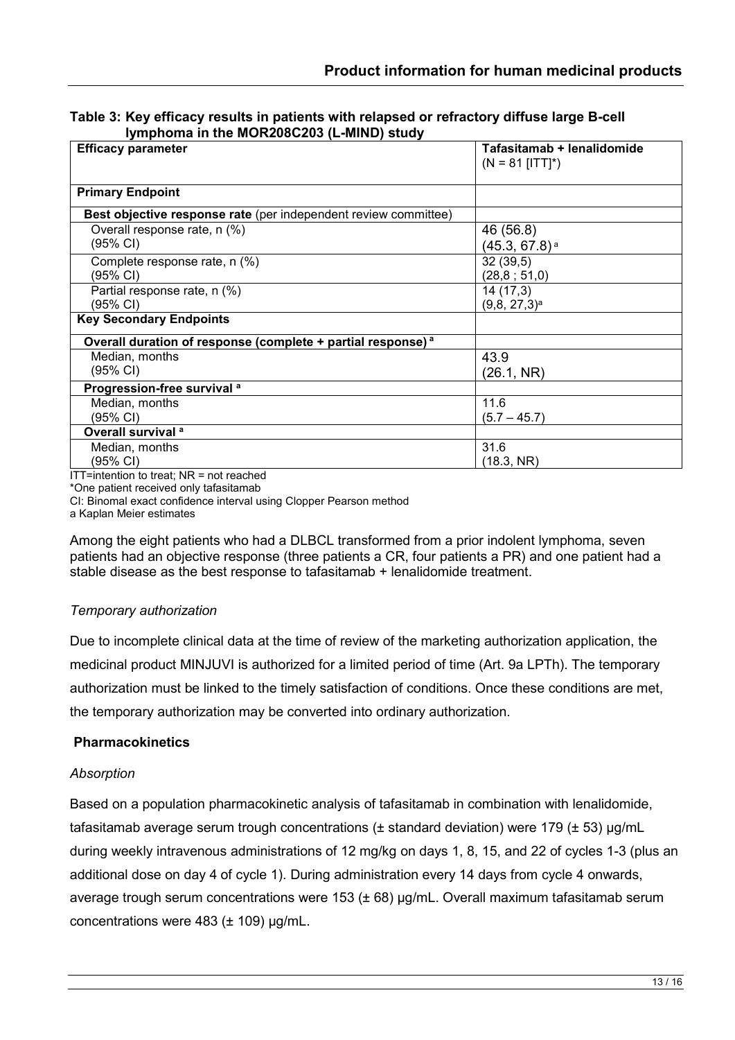**Table 3: Key efficacy results in patients with relapsed or refractory diffuse large B-cell lymphoma in the MOR208C203 (L-MIND) study**

| Efficacy parameter | Tafasitamab + lenalidomide (N = 81 [ITT]*) |
|---|---|
| **Primary Endpoint** | |
| **Best objective response rate** (per independent review committee) | |
| Overall response rate, n (%) (95% CI) | 46 (56.8) (45.3, 67.8) [a] |
| Complete response rate, n (%) (95% CI) | 32 (39,5) (28,8 ; 51,0) |
| Partial response rate, n (%) (95% CI) | 14 (17,3) (9,8, 27,3)[a] |
| **Key Secondary Endpoints** | |
| **Overall duration of response (complete + partial response)** [a] | |
| Median, months (95% CI) | 43.9 (26.1, NR) |
| **Progression-free survival** [a] | |
| Median, months (95% CI) | 11.6 (5.7 – 45.7) |
| **Overall survival** [a] | |
| Median, months (95% CI) | 31.6 (18.3, NR) |

ITT=intention to treat; NR = not reached
*One patient received only tafasitamab
CI: Binomal exact confidence interval using Clopper Pearson method
a Kaplan Meier estimates

Among the eight patients who had a DLBCL transformed from a prior indolent lymphoma, seven patients had an objective response (three patients a CR, four patients a PR) and one patient had a stable disease as the best response to tafasitamab + lenalidomide treatment.

*Temporary authorization*

Due to incomplete clinical data at the time of review of the marketing authorization application, the medicinal product MINJUVI is authorized for a limited period of time (Art. 9a LPTh). The temporary authorization must be linked to the timely satisfaction of conditions. Once these conditions are met, the temporary authorization may be converted into ordinary authorization.

**Pharmacokinetics**

*Absorption*

Based on a population pharmacokinetic analysis of tafasitamab in combination with lenalidomide, tafasitamab average serum trough concentrations (± standard deviation) were 179 (± 53) µg/mL during weekly intravenous administrations of 12 mg/kg on days 1, 8, 15, and 22 of cycles 1-3 (plus an additional dose on day 4 of cycle 1). During administration every 14 days from cycle 4 onwards, average trough serum concentrations were 153 (± 68) µg/mL. Overall maximum tafasitamab serum concentrations were 483 (± 109) µg/mL.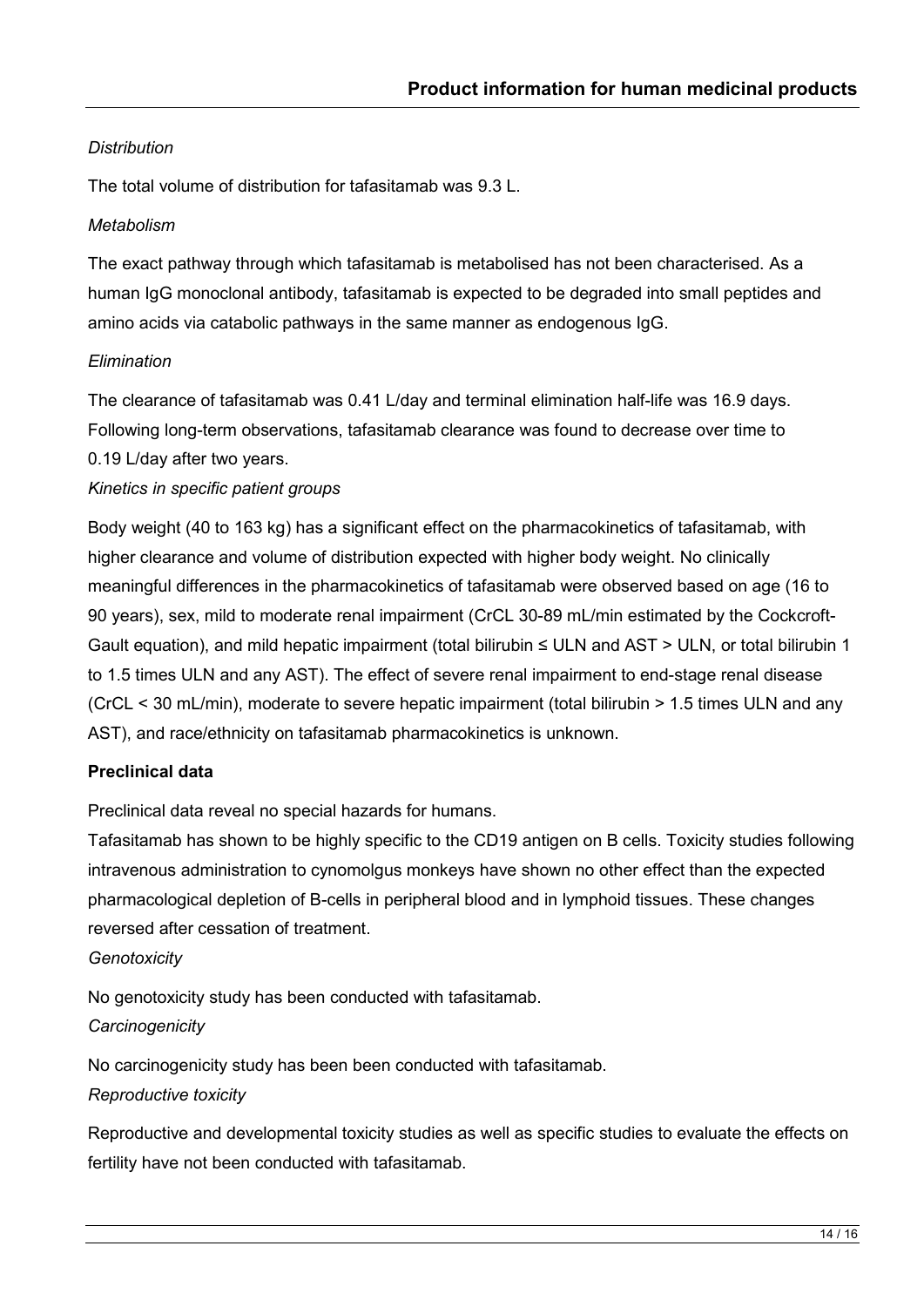*Distribution*

The total volume of distribution for tafasitamab was 9.3 L.

*Metabolism*

The exact pathway through which tafasitamab is metabolised has not been characterised. As a human IgG monoclonal antibody, tafasitamab is expected to be degraded into small peptides and amino acids via catabolic pathways in the same manner as endogenous IgG.

*Elimination*

The clearance of tafasitamab was 0.41 L/day and terminal elimination half-life was 16.9 days. Following long-term observations, tafasitamab clearance was found to decrease over time to 0.19 L/day after two years.

*Kinetics in specific patient groups*

Body weight (40 to 163 kg) has a significant effect on the pharmacokinetics of tafasitamab, with higher clearance and volume of distribution expected with higher body weight. No clinically meaningful differences in the pharmacokinetics of tafasitamab were observed based on age (16 to 90 years), sex, mild to moderate renal impairment (CrCL 30-89 mL/min estimated by the Cockcroft-Gault equation), and mild hepatic impairment (total bilirubin ≤ ULN and AST > ULN, or total bilirubin 1 to 1.5 times ULN and any AST). The effect of severe renal impairment to end-stage renal disease (CrCL < 30 mL/min), moderate to severe hepatic impairment (total bilirubin > 1.5 times ULN and any AST), and race/ethnicity on tafasitamab pharmacokinetics is unknown.

**Preclinical data**

Preclinical data reveal no special hazards for humans.

Tafasitamab has shown to be highly specific to the CD19 antigen on B cells. Toxicity studies following intravenous administration to cynomolgus monkeys have shown no other effect than the expected pharmacological depletion of B-cells in peripheral blood and in lymphoid tissues. These changes reversed after cessation of treatment.

*Genotoxicity*

No genotoxicity study has been conducted with tafasitamab.

*Carcinogenicity*

No carcinogenicity study has been been conducted with tafasitamab.

*Reproductive toxicity*

Reproductive and developmental toxicity studies as well as specific studies to evaluate the effects on fertility have not been conducted with tafasitamab.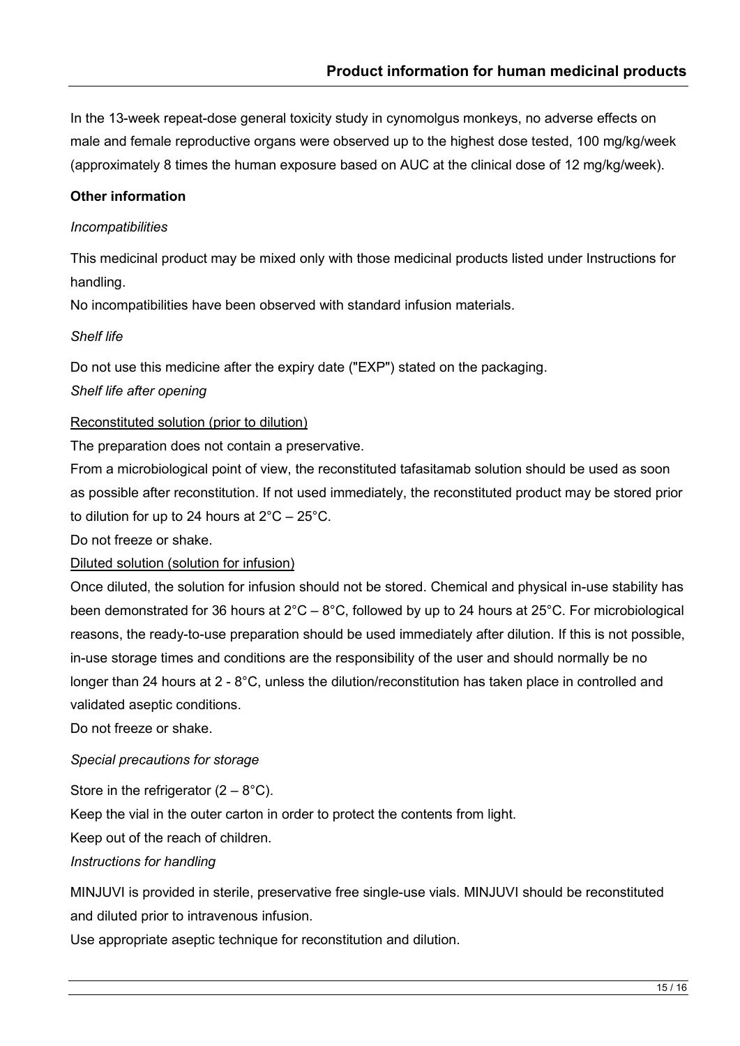In the 13-week repeat-dose general toxicity study in cynomolgus monkeys, no adverse effects on male and female reproductive organs were observed up to the highest dose tested, 100 mg/kg/week (approximately 8 times the human exposure based on AUC at the clinical dose of 12 mg/kg/week).

**Other information**

*Incompatibilities*

This medicinal product may be mixed only with those medicinal products listed under Instructions for handling.

No incompatibilities have been observed with standard infusion materials.

*Shelf life*

Do not use this medicine after the expiry date ("EXP") stated on the packaging.

*Shelf life after opening*

Reconstituted solution (prior to dilution)

The preparation does not contain a preservative.

From a microbiological point of view, the reconstituted tafasitamab solution should be used as soon as possible after reconstitution. If not used immediately, the reconstituted product may be stored prior to dilution for up to 24 hours at 2°C – 25°C.

Do not freeze or shake.

Diluted solution (solution for infusion)

Once diluted, the solution for infusion should not be stored. Chemical and physical in-use stability has been demonstrated for 36 hours at 2°C – 8°C, followed by up to 24 hours at 25°C. For microbiological reasons, the ready-to-use preparation should be used immediately after dilution. If this is not possible, in-use storage times and conditions are the responsibility of the user and should normally be no longer than 24 hours at 2 - 8°C, unless the dilution/reconstitution has taken place in controlled and validated aseptic conditions.

Do not freeze or shake.

*Special precautions for storage*

Store in the refrigerator (2 – 8°C).

Keep the vial in the outer carton in order to protect the contents from light.

Keep out of the reach of children.

*Instructions for handling*

MINJUVI is provided in sterile, preservative free single-use vials. MINJUVI should be reconstituted and diluted prior to intravenous infusion.

Use appropriate aseptic technique for reconstitution and dilution.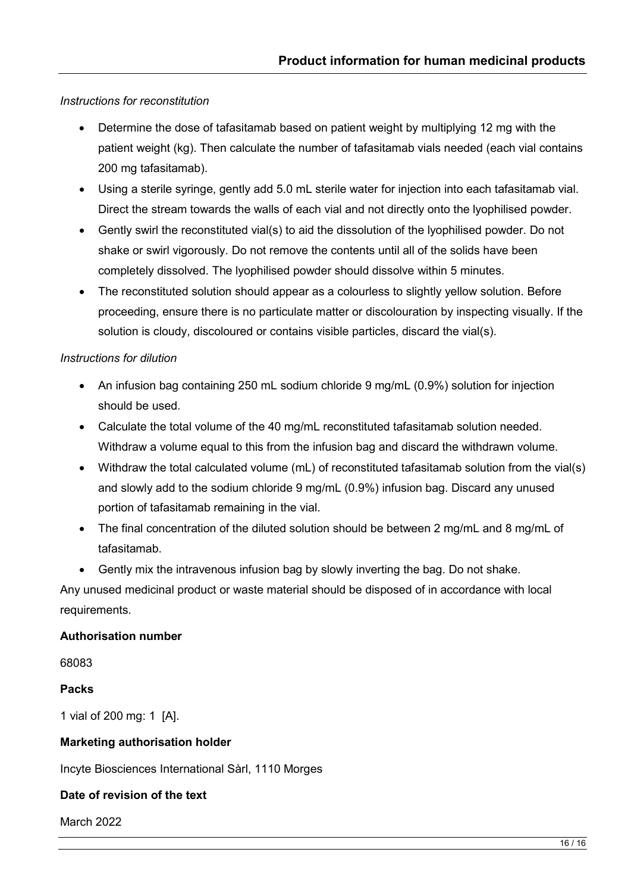*Instructions for reconstitution*

- Determine the dose of tafasitamab based on patient weight by multiplying 12 mg with the patient weight (kg). Then calculate the number of tafasitamab vials needed (each vial contains 200 mg tafasitamab).
- Using a sterile syringe, gently add 5.0 mL sterile water for injection into each tafasitamab vial. Direct the stream towards the walls of each vial and not directly onto the lyophilised powder.
- Gently swirl the reconstituted vial(s) to aid the dissolution of the lyophilised powder. Do not shake or swirl vigorously. Do not remove the contents until all of the solids have been completely dissolved. The lyophilised powder should dissolve within 5 minutes.
- The reconstituted solution should appear as a colourless to slightly yellow solution. Before proceeding, ensure there is no particulate matter or discolouration by inspecting visually. If the solution is cloudy, discoloured or contains visible particles, discard the vial(s).

*Instructions for dilution*

- An infusion bag containing 250 mL sodium chloride 9 mg/mL (0.9%) solution for injection should be used.
- Calculate the total volume of the 40 mg/mL reconstituted tafasitamab solution needed. Withdraw a volume equal to this from the infusion bag and discard the withdrawn volume.
- Withdraw the total calculated volume (mL) of reconstituted tafasitamab solution from the vial(s) and slowly add to the sodium chloride 9 mg/mL (0.9%) infusion bag. Discard any unused portion of tafasitamab remaining in the vial.
- The final concentration of the diluted solution should be between 2 mg/mL and 8 mg/mL of tafasitamab.
- Gently mix the intravenous infusion bag by slowly inverting the bag. Do not shake.

Any unused medicinal product or waste material should be disposed of in accordance with local requirements.

**Authorisation number**

68083

**Packs**

1 vial of 200 mg: 1 [A].

**Marketing authorisation holder**

Incyte Biosciences International Sàrl, 1110 Morges

**Date of revision of the text**

March 2022